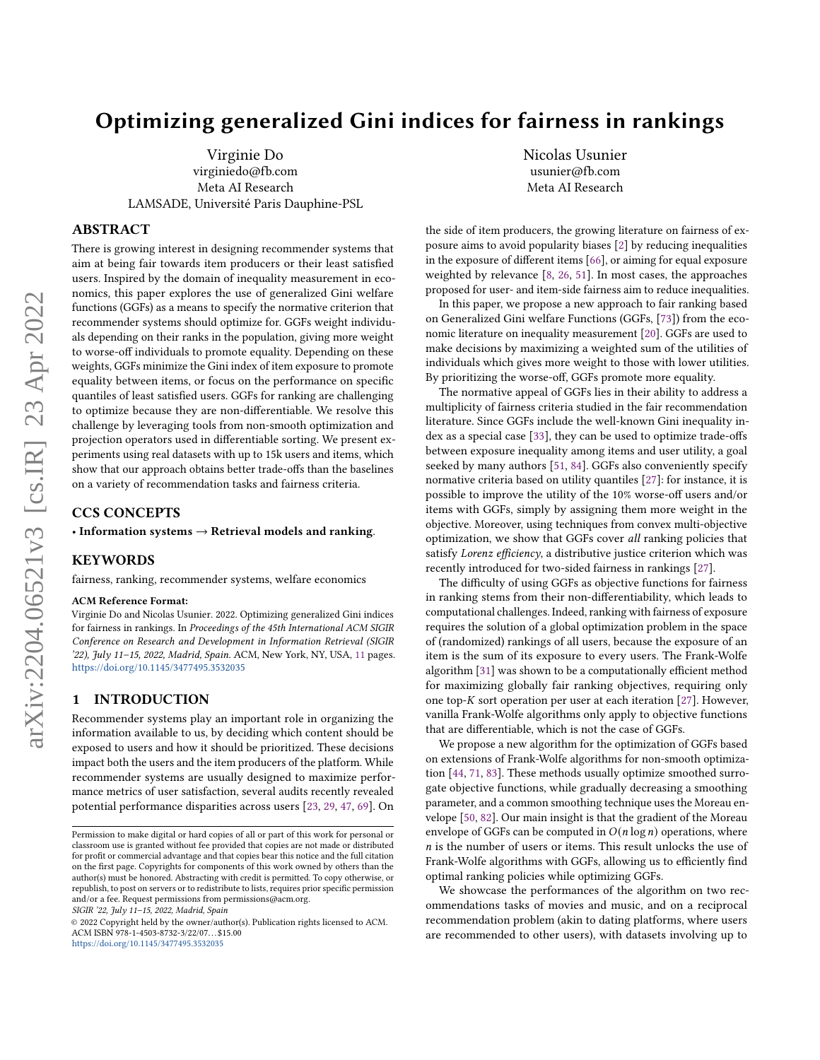# Optimizing generalized Gini indices for fairness in rankings

Virginie Do
virginiedo@fb.com
Meta AI Research
LAMSADE, Université Paris Dauphine-PSL

Nicolas Usunier
usunier@fb.com
Meta AI Research

## ABSTRACT

There is growing interest in designing recommender systems that aim at being fair towards item producers or their least satisfied users. Inspired by the domain of inequality measurement in economics, this paper explores the use of generalized Gini welfare functions (GGFs) as a means to specify the normative criterion that recommender systems should optimize for. GGFs weight individuals depending on their ranks in the population, giving more weight to worse-off individuals to promote equality. Depending on these weights, GGFs minimize the Gini index of item exposure to promote equality between items, or focus on the performance on specific quantiles of least satisfied users. GGFs for ranking are challenging to optimize because they are non-differentiable. We resolve this challenge by leveraging tools from non-smooth optimization and projection operators used in differentiable sorting. We present experiments using real datasets with up to 15k users and items, which show that our approach obtains better trade-offs than the baselines on a variety of recommendation tasks and fairness criteria.

## CCS CONCEPTS

• **Information systems → Retrieval models and ranking**.

## KEYWORDS

fairness, ranking, recommender systems, welfare economics

**ACM Reference Format:**
Virginie Do and Nicolas Usunier. 2022. Optimizing generalized Gini indices for fairness in rankings. In *Proceedings of the 45th International ACM SIGIR Conference on Research and Development in Information Retrieval (SIGIR '22), July 11–15, 2022, Madrid, Spain.* ACM, New York, NY, USA, 11 pages. https://doi.org/10.1145/3477495.3532035

## 1 INTRODUCTION

Recommender systems play an important role in organizing the information available to us, by deciding which content should be exposed to users and how it should be prioritized. These decisions impact both the users and the item producers of the platform. While recommender systems are usually designed to maximize performance metrics of user satisfaction, several audits recently revealed potential performance disparities across users [23, 29, 47, 69]. On the side of item producers, the growing literature on fairness of exposure aims to avoid popularity biases [2] by reducing inequalities in the exposure of different items [66], or aiming for equal exposure weighted by relevance [8, 26, 51]. In most cases, the approaches proposed for user- and item-side fairness aim to reduce inequalities.

In this paper, we propose a new approach to fair ranking based on Generalized Gini welfare Functions (GGFs, [73]) from the economic literature on inequality measurement [20]. GGFs are used to make decisions by maximizing a weighted sum of the utilities of individuals which gives more weight to those with lower utilities. By prioritizing the worse-off, GGFs promote more equality.

The normative appeal of GGFs lies in their ability to address a multiplicity of fairness criteria studied in the fair recommendation literature. Since GGFs include the well-known Gini inequality index as a special case [33], they can be used to optimize trade-offs between exposure inequality among items and user utility, a goal seeked by many authors [51, 84]. GGFs also conveniently specify normative criteria based on utility quantiles [27]: for instance, it is possible to improve the utility of the 10% worse-off users and/or items with GGFs, simply by assigning them more weight in the objective. Moreover, using techniques from convex multi-objective optimization, we show that GGFs cover *all* ranking policies that satisfy *Lorenz efficiency*, a distributive justice criterion which was recently introduced for two-sided fairness in rankings [27].

The difficulty of using GGFs as objective functions for fairness in ranking stems from their non-differentiability, which leads to computational challenges. Indeed, ranking with fairness of exposure requires the solution of a global optimization problem in the space of (randomized) rankings of all users, because the exposure of an item is the sum of its exposure to every users. The Frank-Wolfe algorithm [31] was shown to be a computationally efficient method for maximizing globally fair ranking objectives, requiring only one top-$K$ sort operation per user at each iteration [27]. However, vanilla Frank-Wolfe algorithms only apply to objective functions that are differentiable, which is not the case of GGFs.

We propose a new algorithm for the optimization of GGFs based on extensions of Frank-Wolfe algorithms for non-smooth optimization [44, 71, 83]. These methods usually optimize smoothed surrogate objective functions, while gradually decreasing a smoothing parameter, and a common smoothing technique uses the Moreau envelope [50, 82]. Our main insight is that the gradient of the Moreau envelope of GGFs can be computed in $O(n \log n)$ operations, where $n$ is the number of users or items. This result unlocks the use of Frank-Wolfe algorithms with GGFs, allowing us to efficiently find optimal ranking policies while optimizing GGFs.

We showcase the performances of the algorithm on two recommendations tasks of movies and music, and on a reciprocal recommendation problem (akin to dating platforms, where users are recommended to other users), with datasets involving up to

---

Permission to make digital or hard copies of all or part of this work for personal or classroom use is granted without fee provided that copies are not made or distributed for profit or commercial advantage and that copies bear this notice and the full citation on the first page. Copyrights for components of this work owned by others than the author(s) must be honored. Abstracting with credit is permitted. To copy otherwise, or republish, to post on servers or to redistribute to lists, requires prior specific permission and/or a fee. Request permissions from permissions@acm.org.
*SIGIR '22, July 11–15, 2022, Madrid, Spain*
© 2022 Copyright held by the owner/author(s). Publication rights licensed to ACM.
ACM ISBN 978-1-4503-8732-3/22/07...$15.00
https://doi.org/10.1145/3477495.3532035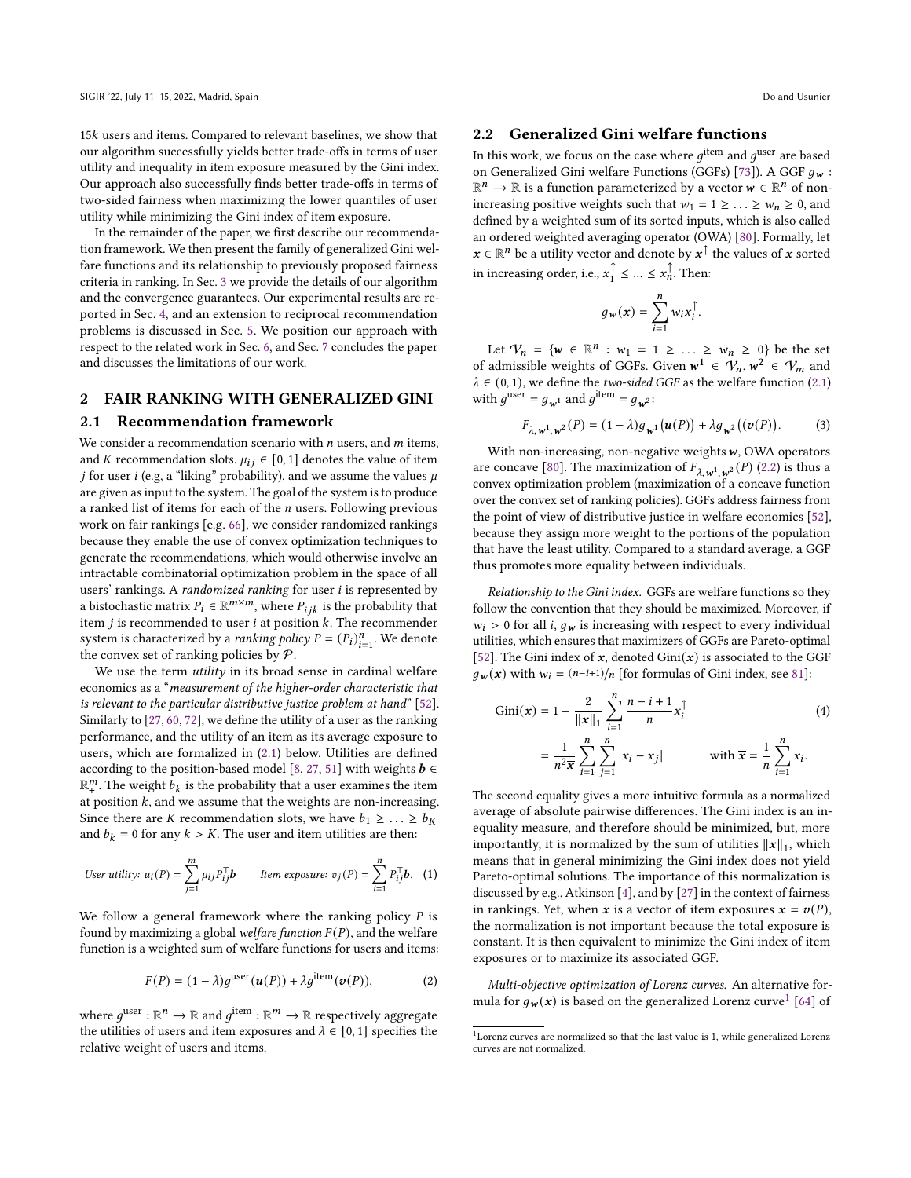15$k$ users and items. Compared to relevant baselines, we show that our algorithm successfully yields better trade-offs in terms of user utility and inequality in item exposure measured by the Gini index. Our approach also successfully finds better trade-offs in terms of two-sided fairness when maximizing the lower quantiles of user utility while minimizing the Gini index of item exposure.

In the remainder of the paper, we first describe our recommendation framework. We then present the family of generalized Gini welfare functions and its relationship to previously proposed fairness criteria in ranking. In Sec. 3 we provide the details of our algorithm and the convergence guarantees. Our experimental results are reported in Sec. 4, and an extension to reciprocal recommendation problems is discussed in Sec. 5. We position our approach with respect to the related work in Sec. 6, and Sec. 7 concludes the paper and discusses the limitations of our work.

## 2 FAIR RANKING WITH GENERALIZED GINI

### 2.1 Recommendation framework

We consider a recommendation scenario with $n$ users, and $m$ items, and $K$ recommendation slots. $\mu_{ij} \in [0, 1]$ denotes the value of item $j$ for user $i$ (e.g, a "liking" probability), and we assume the values $\mu$ are given as input to the system. The goal of the system is to produce a ranked list of items for each of the $n$ users. Following previous work on fair rankings [e.g. 66], we consider randomized rankings because they enable the use of convex optimization techniques to generate the recommendations, which would otherwise involve an intractable combinatorial optimization problem in the space of all users' rankings. A *randomized ranking* for user $i$ is represented by a bistochastic matrix $P_i \in \mathbb{R}^{m \times m}$, where $P_{ijk}$ is the probability that item $j$ is recommended to user $i$ at position $k$. The recommender system is characterized by a *ranking policy* $P = (P_i)_{i=1}^n$. We denote the convex set of ranking policies by $\mathcal{P}$.

We use the term *utility* in its broad sense in cardinal welfare economics as a "*measurement of the higher-order characteristic that is relevant to the particular distributive justice problem at hand*" [52]. Similarly to [27, 60, 72], we define the utility of a user as the ranking performance, and the utility of an item as its average exposure to users, which are formalized in (2.1) below. Utilities are defined according to the position-based model [8, 27, 51] with weights $\boldsymbol{b} \in \mathbb{R}_+^m$. The weight $b_k$ is the probability that a user examines the item at position $k$, and we assume that the weights are non-increasing. Since there are $K$ recommendation slots, we have $b_1 \geq \ldots \geq b_K$ and $b_k = 0$ for any $k > K$. The user and item utilities are then:

$$\textit{User utility: } u_i(P) = \sum_{j=1}^m \mu_{ij} P_{ij}^\top \boldsymbol{b} \qquad \textit{Item exposure: } v_j(P) = \sum_{i=1}^n P_{ij}^\top \boldsymbol{b}. \quad (1)$$

We follow a general framework where the ranking policy $P$ is found by maximizing a global *welfare function* $F(P)$, and the welfare function is a weighted sum of welfare functions for users and items:

$$F(P) = (1 - \lambda) g^{\text{user}}(\boldsymbol{u}(P)) + \lambda g^{\text{item}}(\boldsymbol{v}(P)), \qquad (2)$$

where $g^{\text{user}} : \mathbb{R}^n \to \mathbb{R}$ and $g^{\text{item}} : \mathbb{R}^m \to \mathbb{R}$ respectively aggregate the utilities of users and item exposures and $\lambda \in [0, 1]$ specifies the relative weight of users and items.

### 2.2 Generalized Gini welfare functions

In this work, we focus on the case where $g^{\text{item}}$ and $g^{\text{user}}$ are based on Generalized Gini welfare Functions (GGFs) [73]). A GGF $g_{\boldsymbol{w}} : \mathbb{R}^n \to \mathbb{R}$ is a function parameterized by a vector $\boldsymbol{w} \in \mathbb{R}^n$ of non-increasing positive weights such that $w_1 = 1 \geq \ldots \geq w_n \geq 0$, and defined by a weighted sum of its sorted inputs, which is also called an ordered weighted averaging operator (OWA) [80]. Formally, let $\boldsymbol{x} \in \mathbb{R}^n$ be a utility vector and denote by $\boldsymbol{x}^\uparrow$ the values of $\boldsymbol{x}$ sorted in increasing order, i.e., $x_1^\uparrow \leq \ldots \leq x_n^\uparrow$. Then:

$$g_{\boldsymbol{w}}(\boldsymbol{x}) = \sum_{i=1}^n w_i x_i^\uparrow.$$

Let $\mathcal{V}_n = \{\boldsymbol{w} \in \mathbb{R}^n : w_1 = 1 \geq \ldots \geq w_n \geq 0\}$ be the set of admissible weights of GGFs. Given $\boldsymbol{w^1} \in \mathcal{V}_n$, $\boldsymbol{w^2} \in \mathcal{V}_m$ and $\lambda \in (0, 1)$, we define the *two-sided GGF* as the welfare function (2.1) with $g^{\text{user}} = g_{\boldsymbol{w}^1}$ and $g^{\text{item}} = g_{\boldsymbol{w}^2}$:

$$F_{\lambda, \boldsymbol{w}^1, \boldsymbol{w}^2}(P) = (1 - \lambda) g_{\boldsymbol{w}^1}\big(\boldsymbol{u}(P)\big) + \lambda g_{\boldsymbol{w}^2}\big(\boldsymbol{v}(P)\big). \qquad (3)$$

With non-increasing, non-negative weights $\boldsymbol{w}$, OWA operators are concave [80]. The maximization of $F_{\lambda, \boldsymbol{w}^1, \boldsymbol{w}^2}(P)$ (2.2) is thus a convex optimization problem (maximization of a concave function over the convex set of ranking policies). GGFs address fairness from the point of view of distributive justice in welfare economics [52], because they assign more weight to the portions of the population that have the least utility. Compared to a standard average, a GGF thus promotes more equality between individuals.

*Relationship to the Gini index.* GGFs are welfare functions so they follow the convention that they should be maximized. Moreover, if $w_i > 0$ for all $i$, $g_{\boldsymbol{w}}$ is increasing with respect to every individual utilities, which ensures that maximizers of GGFs are Pareto-optimal [52]. The Gini index of $\boldsymbol{x}$, denoted $\text{Gini}(\boldsymbol{x})$ is associated to the GGF $g_{\boldsymbol{w}}(\boldsymbol{x})$ with $w_i = {(n-i+1)}/{n}$ [for formulas of Gini index, see 81]:

$$\begin{aligned}\text{Gini}(\boldsymbol{x}) &= 1 - \frac{2}{\|\boldsymbol{x}\|_1} \sum_{i=1}^n \frac{n-i+1}{n} x_i^\uparrow \qquad (4)\\ &= \frac{1}{n^2 \overline{\boldsymbol{x}}} \sum_{i=1}^n \sum_{j=1}^n |x_i - x_j| \qquad \text{with } \overline{\boldsymbol{x}} = \frac{1}{n} \sum_{i=1}^n x_i.\end{aligned}$$

The second equality gives a more intuitive formula as a normalized average of absolute pairwise differences. The Gini index is an inequality measure, and therefore should be minimized, but, more importantly, it is normalized by the sum of utilities $\|\boldsymbol{x}\|_1$, which means that in general minimizing the Gini index does not yield Pareto-optimal solutions. The importance of this normalization is discussed by e.g., Atkinson [4], and by [27] in the context of fairness in rankings. Yet, when $\boldsymbol{x}$ is a vector of item exposures $\boldsymbol{x} = \boldsymbol{v}(P)$, the normalization is not important because the total exposure is constant. It is then equivalent to minimize the Gini index of item exposures or to maximize its associated GGF.

*Multi-objective optimization of Lorenz curves.* An alternative formula for $g_{\boldsymbol{w}}(\boldsymbol{x})$ is based on the generalized Lorenz curve[1] [64] of

[1] Lorenz curves are normalized so that the last value is 1, while generalized Lorenz curves are not normalized.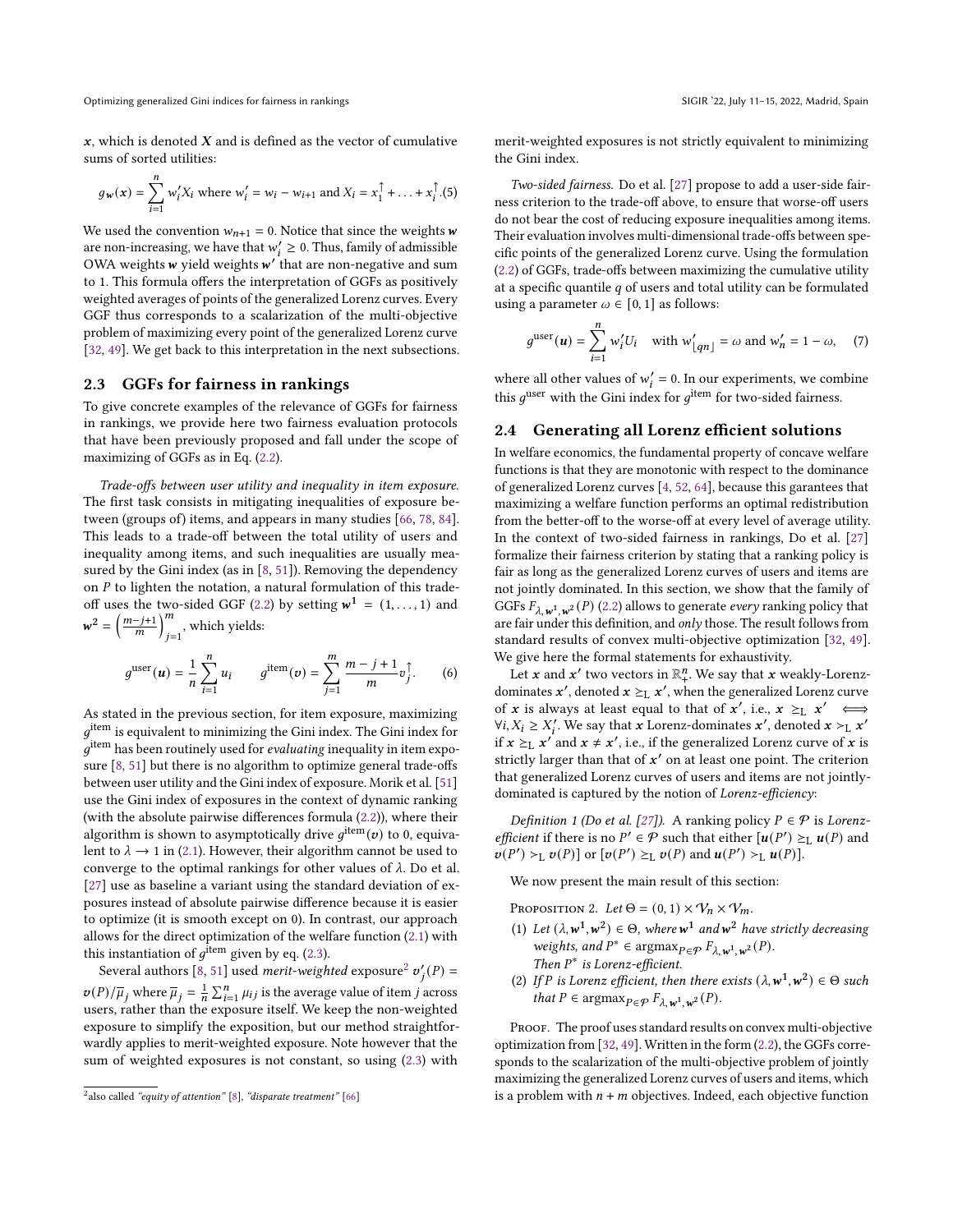$\boldsymbol{x}$, which is denoted $\boldsymbol{X}$ and is defined as the vector of cumulative sums of sorted utilities:

$$g_{\boldsymbol{w}}(\boldsymbol{x}) = \sum_{i=1}^{n} w'_i X_i \text{ where } w'_i = w_i - w_{i+1} \text{ and } X_i = x^{\uparrow}_1 + \ldots + x^{\uparrow}_i. \quad (5)$$

We used the convention $w_{n+1} = 0$. Notice that since the weights $\boldsymbol{w}$ are non-increasing, we have that $w'_i \geq 0$. Thus, family of admissible OWA weights $\boldsymbol{w}$ yield weights $\boldsymbol{w}'$ that are non-negative and sum to 1. This formula offers the interpretation of GGFs as positively weighted averages of points of the generalized Lorenz curves. Every GGF thus corresponds to a scalarization of the multi-objective problem of maximizing every point of the generalized Lorenz curve [32, 49]. We get back to this interpretation in the next subsections.

## 2.3 GGFs for fairness in rankings

To give concrete examples of the relevance of GGFs for fairness in rankings, we provide here two fairness evaluation protocols that have been previously proposed and fall under the scope of maximizing of GGFs as in Eq. (2.2).

*Trade-offs between user utility and inequality in item exposure.* The first task consists in mitigating inequalities of exposure between (groups of) items, and appears in many studies [66, 78, 84]. This leads to a trade-off between the total utility of users and inequality among items, and such inequalities are usually measured by the Gini index (as in [8, 51]). Removing the dependency on $P$ to lighten the notation, a natural formulation of this trade-off uses the two-sided GGF (2.2) by setting $\boldsymbol{w}^1 = (1, \ldots, 1)$ and $\boldsymbol{w}^2 = \left(\frac{m-j+1}{m}\right)_{j=1}^{m}$, which yields:

$$g^{\text{user}}(\boldsymbol{u}) = \frac{1}{n}\sum_{i=1}^{n} u_i \qquad g^{\text{item}}(\boldsymbol{v}) = \sum_{j=1}^{m} \frac{m-j+1}{m} v^{\uparrow}_j. \quad (6)$$

As stated in the previous section, for item exposure, maximizing $g^{\text{item}}$ is equivalent to minimizing the Gini index. The Gini index for $g^{\text{item}}$ has been routinely used for *evaluating* inequality in item exposure [8, 51] but there is no algorithm to optimize general trade-offs between user utility and the Gini index of exposure. Morik et al. [51] use the Gini index of exposures in the context of dynamic ranking (with the absolute pairwise differences formula (2.2)), where their algorithm is shown to asymptotically drive $g^{\text{item}}(\boldsymbol{v})$ to 0, equivalent to $\lambda \to 1$ in (2.1). However, their algorithm cannot be used to converge to the optimal rankings for other values of $\lambda$. Do et al. [27] use as baseline a variant using the standard deviation of exposures instead of absolute pairwise difference because it is easier to optimize (it is smooth except on 0). In contrast, our approach allows for the direct optimization of the welfare function (2.1) with this instantiation of $g^{\text{item}}$ given by eq. (2.3).

Several authors [8, 51] used *merit-weighted* exposure[2] $\boldsymbol{v}'_j(P) = \boldsymbol{v}(P)/\overline{\mu}_j$ where $\overline{\mu}_j = \frac{1}{n}\sum_{i=1}^{n} \mu_{ij}$ is the average value of item $j$ across users, rather than the exposure itself. We keep the non-weighted exposure to simplify the exposition, but our method straightforwardly applies to merit-weighted exposure. Note however that the sum of weighted exposures is not constant, so using (2.3) with merit-weighted exposures is not strictly equivalent to minimizing the Gini index.

*Two-sided fairness.* Do et al. [27] propose to add a user-side fairness criterion to the trade-off above, to ensure that worse-off users do not bear the cost of reducing exposure inequalities among items. Their evaluation involves multi-dimensional trade-offs between specific points of the generalized Lorenz curve. Using the formulation (2.2) of GGFs, trade-offs between maximizing the cumulative utility at a specific quantile $q$ of users and total utility can be formulated using a parameter $\omega \in [0, 1]$ as follows:

$$g^{\text{user}}(\boldsymbol{u}) = \sum_{i=1}^{n} w'_i U_i \quad \text{with } w'_{\lfloor qn \rfloor} = \omega \text{ and } w'_n = 1 - \omega, \quad (7)$$

where all other values of $w'_i = 0$. In our experiments, we combine this $g^{\text{user}}$ with the Gini index for $g^{\text{item}}$ for two-sided fairness.

## 2.4 Generating all Lorenz efficient solutions

In welfare economics, the fundamental property of concave welfare functions is that they are monotonic with respect to the dominance of generalized Lorenz curves [4, 52, 64], because this garantees that maximizing a welfare function performs an optimal redistribution from the better-off to the worse-off at every level of average utility. In the context of two-sided fairness in rankings, Do et al. [27] formalize their fairness criterion by stating that a ranking policy is fair as long as the generalized Lorenz curves of users and items are not jointly dominated. In this section, we show that the family of GGFs $F_{\lambda,\boldsymbol{w}^1,\boldsymbol{w}^2}(P)$ (2.2) allows to generate *every* ranking policy that are fair under this definition, and *only* those. The result follows from standard results of convex multi-objective optimization [32, 49]. We give here the formal statements for exhaustivity.

Let $\boldsymbol{x}$ and $\boldsymbol{x}'$ two vectors in $\mathbb{R}^n_+$. We say that $\boldsymbol{x}$ weakly-Lorenz-dominates $\boldsymbol{x}'$, denoted $\boldsymbol{x} \succeq_{\text{L}} \boldsymbol{x}'$, when the generalized Lorenz curve of $\boldsymbol{x}$ is always at least equal to that of $\boldsymbol{x}'$, i.e., $\boldsymbol{x} \succeq_{\text{L}} \boldsymbol{x}' \iff \forall i, X_i \geq X'_i$. We say that $\boldsymbol{x}$ Lorenz-dominates $\boldsymbol{x}'$, denoted $\boldsymbol{x} \succ_{\text{L}} \boldsymbol{x}'$ if $\boldsymbol{x} \succeq_{\text{L}} \boldsymbol{x}'$ and $\boldsymbol{x} \neq \boldsymbol{x}'$, i.e., if the generalized Lorenz curve of $\boldsymbol{x}$ is strictly larger than that of $\boldsymbol{x}'$ on at least one point. The criterion that generalized Lorenz curves of users and items are not jointly-dominated is captured by the notion of *Lorenz-efficiency*:

*Definition 1 (Do et al. [27]).* A ranking policy $P \in \mathcal{P}$ is *Lorenz-efficient* if there is no $P' \in \mathcal{P}$ such that either $[\boldsymbol{u}(P') \succeq_{\text{L}} \boldsymbol{u}(P)$ and $\boldsymbol{v}(P') \succ_{\text{L}} \boldsymbol{v}(P)]$ or $[\boldsymbol{v}(P') \succeq_{\text{L}} \boldsymbol{v}(P)$ and $\boldsymbol{u}(P') \succ_{\text{L}} \boldsymbol{u}(P)]$.

We now present the main result of this section:

Proposition 2. *Let $\Theta = (0, 1) \times \mathcal{V}_n \times \mathcal{V}_m$.*

1. *Let $(\lambda, \boldsymbol{w}^1, \boldsymbol{w}^2) \in \Theta$, where $\boldsymbol{w}^1$ and $\boldsymbol{w}^2$ have strictly decreasing weights, and $P^* \in \operatorname{argmax}_{P \in \mathcal{P}} F_{\lambda,\boldsymbol{w}^1,\boldsymbol{w}^2}(P)$. Then $P^*$ is Lorenz-efficient.*
2. *If $P$ is Lorenz efficient, then there exists $(\lambda, \boldsymbol{w}^1, \boldsymbol{w}^2) \in \Theta$ such that $P \in \operatorname{argmax}_{P \in \mathcal{P}} F_{\lambda,\boldsymbol{w}^1,\boldsymbol{w}^2}(P)$.*

Proof. The proof uses standard results on convex multi-objective optimization from [32, 49]. Written in the form (2.2), the GGFs corresponds to the scalarization of the multi-objective problem of jointly maximizing the generalized Lorenz curves of users and items, which is a problem with $n + m$ objectives. Indeed, each objective function

[2] also called *"equity of attention"* [8], *"disparate treatment"* [66]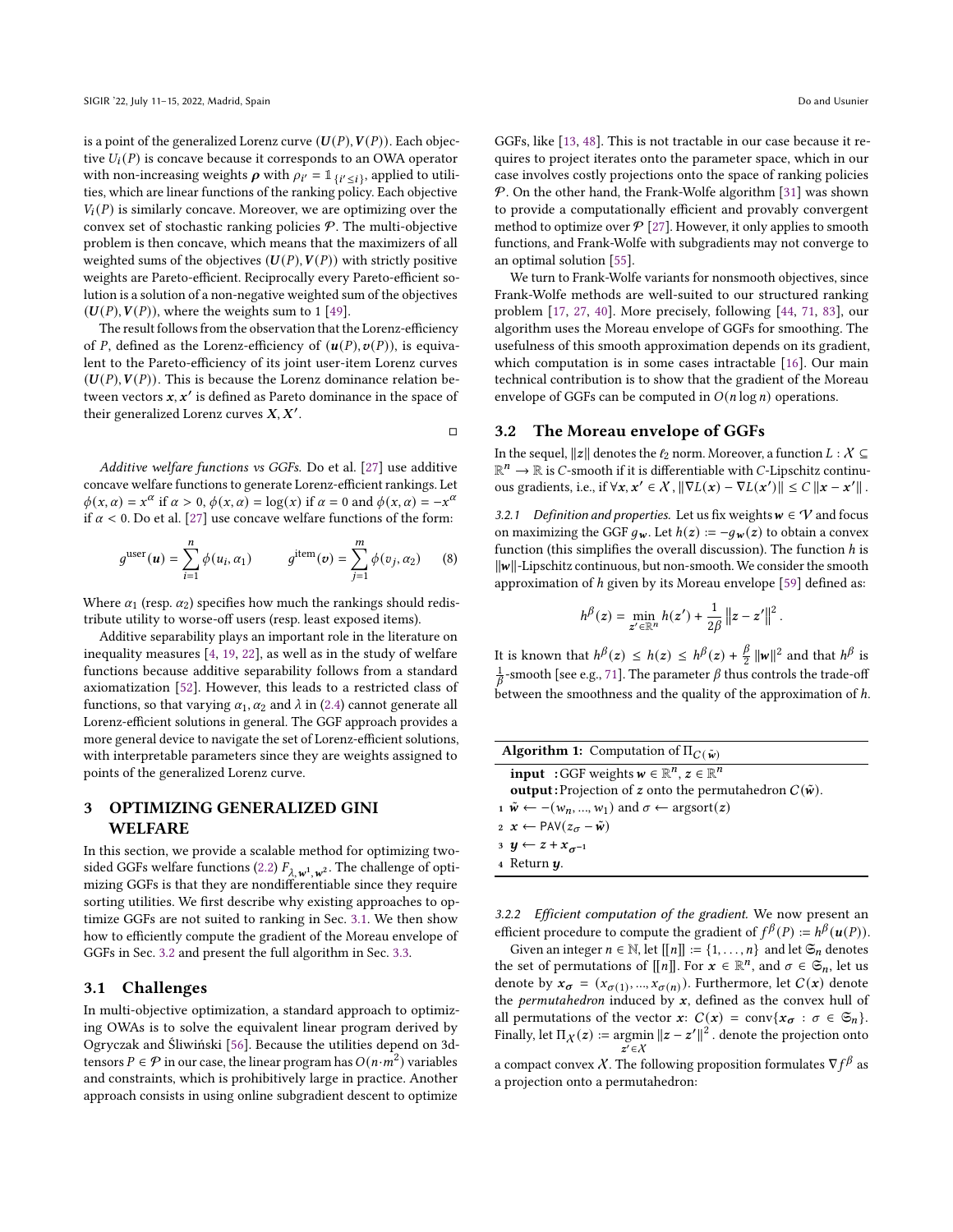is a point of the generalized Lorenz curve $(\boldsymbol{U}(P), \boldsymbol{V}(P))$. Each objective $U_i(P)$ is concave because it corresponds to an OWA operator with non-increasing weights $\boldsymbol{\rho}$ with $\rho_{i'} = \mathbb{1}_{\{i' \leq i\}}$, applied to utilities, which are linear functions of the ranking policy. Each objective $V_i(P)$ is similarly concave. Moreover, we are optimizing over the convex set of stochastic ranking policies $\mathcal{P}$. The multi-objective problem is then concave, which means that the maximizers of all weighted sums of the objectives $(\boldsymbol{U}(P), \boldsymbol{V}(P))$ with strictly positive weights are Pareto-efficient. Reciprocally every Pareto-efficient solution is a solution of a non-negative weighted sum of the objectives $(\boldsymbol{U}(P), \boldsymbol{V}(P))$, where the weights sum to 1 [49].

The result follows from the observation that the Lorenz-efficiency of $P$, defined as the Lorenz-efficiency of $(\boldsymbol{u}(P), \boldsymbol{v}(P))$, is equivalent to the Pareto-efficiency of its joint user-item Lorenz curves $(\boldsymbol{U}(P), \boldsymbol{V}(P))$. This is because the Lorenz dominance relation between vectors $\boldsymbol{x}, \boldsymbol{x}'$ is defined as Pareto dominance in the space of their generalized Lorenz curves $\boldsymbol{X}, \boldsymbol{X}'$.

□

*Additive welfare functions vs GGFs.* Do et al. [27] use additive concave welfare functions to generate Lorenz-efficient rankings. Let $\phi(x, \alpha) = x^\alpha$ if $\alpha > 0$, $\phi(x, \alpha) = \log(x)$ if $\alpha = 0$ and $\phi(x, \alpha) = -x^\alpha$ if $\alpha < 0$. Do et al. [27] use concave welfare functions of the form:

$$g^{\text{user}}(\boldsymbol{u}) = \sum_{i=1}^{n} \phi(u_i, \alpha_1) \qquad g^{\text{item}}(\boldsymbol{v}) = \sum_{j=1}^{m} \phi(v_j, \alpha_2) \qquad (8)$$

Where $\alpha_1$ (resp. $\alpha_2$) specifies how much the rankings should redistribute utility to worse-off users (resp. least exposed items).

Additive separability plays an important role in the literature on inequality measures [4, 19, 22], as well as in the study of welfare functions because additive separability follows from a standard axiomatization [52]. However, this leads to a restricted class of functions, so that varying $\alpha_1, \alpha_2$ and $\lambda$ in (2.4) cannot generate all Lorenz-efficient solutions in general. The GGF approach provides a more general device to navigate the set of Lorenz-efficient solutions, with interpretable parameters since they are weights assigned to points of the generalized Lorenz curve.

## 3 OPTIMIZING GENERALIZED GINI WELFARE

In this section, we provide a scalable method for optimizing two-sided GGFs welfare functions (2.2) $F_{\lambda, \boldsymbol{w}^1, \boldsymbol{w}^2}$. The challenge of optimizing GGFs is that they are nondifferentiable since they require sorting utilities. We first describe why existing approaches to optimize GGFs are not suited to ranking in Sec. 3.1. We then show how to efficiently compute the gradient of the Moreau envelope of GGFs in Sec. 3.2 and present the full algorithm in Sec. 3.3.

### 3.1 Challenges

In multi-objective optimization, a standard approach to optimizing OWAs is to solve the equivalent linear program derived by Ogryczak and Śliwiński [56]. Because the utilities depend on 3d-tensors $P \in \mathcal{P}$ in our case, the linear program has $O(n \cdot m^2)$ variables and constraints, which is prohibitively large in practice. Another approach consists in using online subgradient descent to optimize GGFs, like [13, 48]. This is not tractable in our case because it requires to project iterates onto the parameter space, which in our case involves costly projections onto the space of ranking policies $\mathcal{P}$. On the other hand, the Frank-Wolfe algorithm [31] was shown to provide a computationally efficient and provably convergent method to optimize over $\mathcal{P}$ [27]. However, it only applies to smooth functions, and Frank-Wolfe with subgradients may not converge to an optimal solution [55].

We turn to Frank-Wolfe variants for nonsmooth objectives, since Frank-Wolfe methods are well-suited to our structured ranking problem [17, 27, 40]. More precisely, following [44, 71, 83], our algorithm uses the Moreau envelope of GGFs for smoothing. The usefulness of this smooth approximation depends on its gradient, which computation is in some cases intractable [16]. Our main technical contribution is to show that the gradient of the Moreau envelope of GGFs can be computed in $O(n \log n)$ operations.

### 3.2 The Moreau envelope of GGFs

In the sequel, $\|\boldsymbol{z}\|$ denotes the $\ell_2$ norm. Moreover, a function $L : \mathcal{X} \subseteq \mathbb{R}^n \to \mathbb{R}$ is $C$-smooth if it is differentiable with $C$-Lipschitz continuous gradients, i.e., if $\forall \boldsymbol{x}, \boldsymbol{x}' \in \mathcal{X}, \|\nabla L(\boldsymbol{x}) - \nabla L(\boldsymbol{x}')\| \leq C \|\boldsymbol{x} - \boldsymbol{x}'\|$.

*3.2.1 Definition and properties.* Let us fix weights $\boldsymbol{w} \in \mathcal{V}$ and focus on maximizing the GGF $g_{\boldsymbol{w}}$. Let $h(\boldsymbol{z}) := -g_{\boldsymbol{w}}(\boldsymbol{z})$ to obtain a convex function (this simplifies the overall discussion). The function $h$ is $\|\boldsymbol{w}\|$-Lipschitz continuous, but non-smooth. We consider the smooth approximation of $h$ given by its Moreau envelope [59] defined as:

$$h^\beta(\boldsymbol{z}) = \min_{\boldsymbol{z}' \in \mathbb{R}^n} h(\boldsymbol{z}') + \frac{1}{2\beta} \left\|\boldsymbol{z} - \boldsymbol{z}'\right\|^2.$$

It is known that $h^\beta(\boldsymbol{z}) \leq h(\boldsymbol{z}) \leq h^\beta(\boldsymbol{z}) + \frac{\beta}{2}\|\boldsymbol{w}\|^2$ and that $h^\beta$ is $\frac{1}{\beta}$-smooth [see e.g., 71]. The parameter $\beta$ thus controls the trade-off between the smoothness and the quality of the approximation of $h$.

**Algorithm 1:** Computation of $\Pi_{C(\tilde{\boldsymbol{w}})}$

**input** : GGF weights $\boldsymbol{w} \in \mathbb{R}^n$, $\boldsymbol{z} \in \mathbb{R}^n$
**output** : Projection of $\boldsymbol{z}$ onto the permutahedron $C(\tilde{\boldsymbol{w}})$.

```
1 w̃ ← −(w_n, ..., w_1) and σ ← argsort(z)
2 x ← PAV(z_σ − w̃)
3 y ← z + x_{σ^{-1}}
4 Return y.
```

*3.2.2 Efficient computation of the gradient.* We now present an efficient procedure to compute the gradient of $f^\beta(P) := h^\beta(\boldsymbol{u}(P))$.

Given an integer $n \in \mathbb{N}$, let $[\![n]\!] := \{1, \ldots, n\}$ and let $\mathfrak{S}_n$ denotes the set of permutations of $[\![n]\!]$. For $\boldsymbol{x} \in \mathbb{R}^n$, and $\sigma \in \mathfrak{S}_n$, let us denote by $\boldsymbol{x}_\sigma = (x_{\sigma(1)}, ..., x_{\sigma(n)})$. Furthermore, let $C(\boldsymbol{x})$ denote the *permutahedron* induced by $\boldsymbol{x}$, defined as the convex hull of all permutations of the vector $\boldsymbol{x}$: $C(\boldsymbol{x}) = \text{conv}\{\boldsymbol{x}_\sigma : \sigma \in \mathfrak{S}_n\}$. Finally, let $\Pi_{\mathcal{X}}(\boldsymbol{z}) := \underset{\boldsymbol{z}' \in \mathcal{X}}{\text{argmin}} \|\boldsymbol{z} - \boldsymbol{z}'\|^2$. denote the projection onto a compact convex $\mathcal{X}$. The following proposition formulates $\nabla f^\beta$ as a projection onto a permutahedron: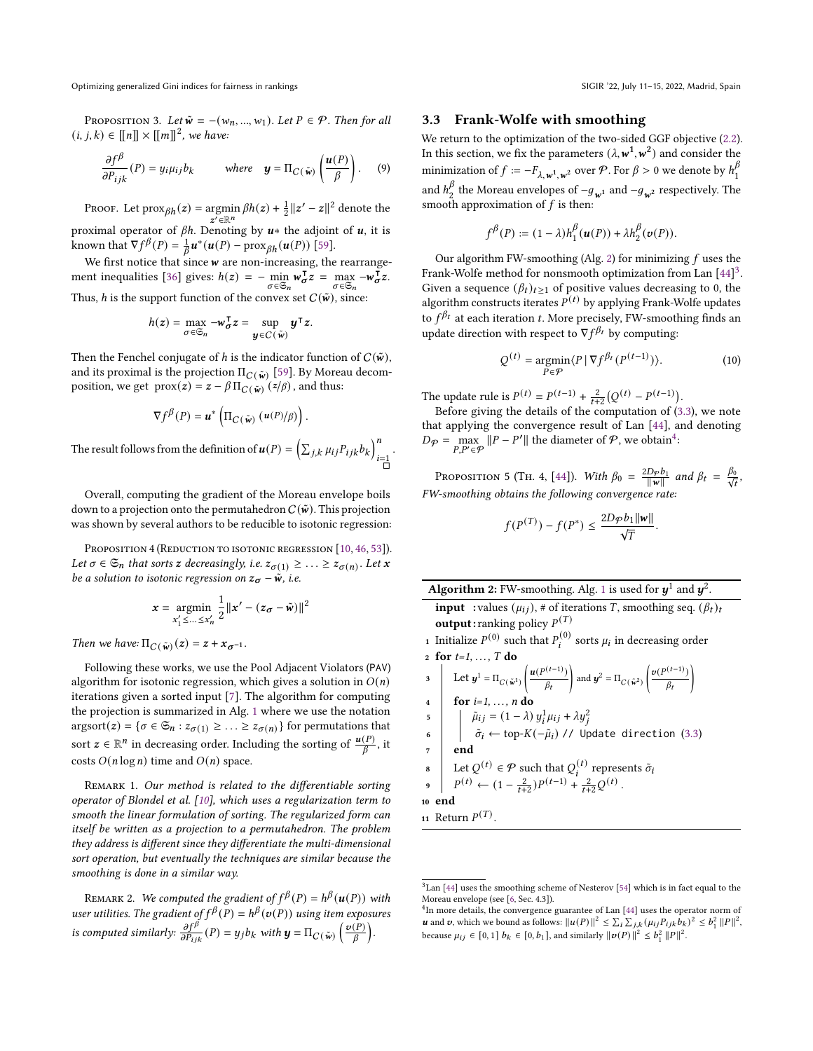Proposition 3. *Let $\tilde{w} = -(w_n, ..., w_1)$. Let $P \in \mathcal{P}$. Then for all $(i, j, k) \in [\![n]\!] \times [\![m]\!]^2$, we have:*

$$\frac{\partial f^\beta}{\partial P_{ijk}}(P) = y_i \mu_{ij} b_k \qquad \text{where} \quad \boldsymbol{y} = \Pi_{C(\tilde{w})}\left(\frac{\boldsymbol{u}(P)}{\beta}\right). \tag{9}$$

Proof. Let $\text{prox}_{\beta h}(z) = \underset{z' \in \mathbb{R}^n}{\text{argmin}}\, \beta h(z) + \frac{1}{2}\|z' - z\|^2$ denote the proximal operator of $\beta h$. Denoting by $\boldsymbol{u}*$ the adjoint of $\boldsymbol{u}$, it is known that $\nabla f^\beta(P) = \frac{1}{\beta}\boldsymbol{u}^*(\boldsymbol{u}(P) - \text{prox}_{\beta h}(\boldsymbol{u}(P)))$ [59].

We first notice that since $\boldsymbol{w}$ are non-increasing, the rearrangement inequalities [36] gives: $h(z) = -\min_{\sigma \in \mathfrak{S}_n} \boldsymbol{w}_\sigma^\intercal z = \max_{\sigma \in \mathfrak{S}_n} -\boldsymbol{w}_\sigma^\intercal z$. Thus, $h$ is the support function of the convex set $C(\tilde{w})$, since:

$$h(z) = \max_{\sigma \in \mathfrak{S}_n} -\boldsymbol{w}_\sigma^\intercal z = \sup_{\boldsymbol{y} \in C(\tilde{w})} \boldsymbol{y}^\intercal z.$$

Then the Fenchel conjugate of $h$ is the indicator function of $C(\tilde{w})$, and its proximal is the projection $\Pi_{C(\tilde{w})}$ [59]. By Moreau decomposition, we get $\text{prox}(z) = z - \beta\, \Pi_{C(\tilde{w})}(z/\beta)$, and thus:

$$\nabla f^\beta(P) = \boldsymbol{u}^*\left(\Pi_{C(\tilde{w})}(\boldsymbol{u}(P)/\beta)\right).$$

The result follows from the definition of $\boldsymbol{u}(P) = \left(\sum_{j,k} \mu_{ij} P_{ijk} b_k\right)_{i=1}^n$. □

Overall, computing the gradient of the Moreau envelope boils down to a projection onto the permutahedron $C(\tilde{w})$. This projection was shown by several authors to be reducible to isotonic regression:

Proposition 4 (Reduction to isotonic regression [10, 46, 53]). *Let $\sigma \in \mathfrak{S}_n$ that sorts $z$ decreasingly, i.e. $z_{\sigma(1)} \geq \ldots \geq z_{\sigma(n)}$. Let $\boldsymbol{x}$ be a solution to isotonic regression on $z_\sigma - \tilde{w}$, i.e.*

$$\boldsymbol{x} = \underset{x'_1 \leq \ldots \leq x'_n}{\text{argmin}}\, \frac{1}{2}\|\boldsymbol{x}' - (z_\sigma - \tilde{w})\|^2$$

*Then we have: $\Pi_{C(\tilde{w})}(z) = z + \boldsymbol{x}_{\sigma^{-1}}$.*

Following these works, we use the Pool Adjacent Violators (PAV) algorithm for isotonic regression, which gives a solution in $O(n)$ iterations given a sorted input [7]. The algorithm for computing the projection is summarized in Alg. 1 where we use the notation $\text{argsort}(z) = \{\sigma \in \mathfrak{S}_n : z_{\sigma(1)} \geq \ldots \geq z_{\sigma(n)}\}$ for permutations that sort $z \in \mathbb{R}^n$ in decreasing order. Including the sorting of $\frac{\boldsymbol{u}(P)}{\beta}$, it costs $O(n \log n)$ time and $O(n)$ space.

Remark 1. *Our method is related to the differentiable sorting operator of Blondel et al. [10], which uses a regularization term to smooth the linear formulation of sorting. The regularized form can itself be written as a projection to a permutahedron. The problem they address is different since they differentiate the multi-dimensional sort operation, but eventually the techniques are similar because the smoothing is done in a similar way.*

Remark 2. *We computed the gradient of $f^\beta(P) = h^\beta(\boldsymbol{u}(P))$ with user utilities. The gradient of $f^\beta(P) = h^\beta(\boldsymbol{v}(P))$ using item exposures is computed similarly: $\frac{\partial f^\beta}{\partial P_{ijk}}(P) = y_j b_k$ with $\boldsymbol{y} = \Pi_{C(\tilde{w})}\left(\frac{\boldsymbol{v}(P)}{\beta}\right)$.*

### 3.3 Frank-Wolfe with smoothing

We return to the optimization of the two-sided GGF objective (2.2). In this section, we fix the parameters $(\lambda, \boldsymbol{w}^1, \boldsymbol{w}^2)$ and consider the minimization of $f := -F_{\lambda, \boldsymbol{w}^1, \boldsymbol{w}^2}$ over $\mathcal{P}$. For $\beta > 0$ we denote by $h_1^\beta$ and $h_2^\beta$ the Moreau envelopes of $-g_{\boldsymbol{w}^1}$ and $-g_{\boldsymbol{w}^2}$ respectively. The smooth approximation of $f$ is then:

$$f^\beta(P) := (1-\lambda) h_1^\beta(\boldsymbol{u}(P)) + \lambda h_2^\beta(\boldsymbol{v}(P)).$$

Our algorithm FW-smoothing (Alg. 2) for minimizing $f$ uses the Frank-Wolfe method for nonsmooth optimization from Lan [44][3]. Given a sequence $(\beta_t)_{t \geq 1}$ of positive values decreasing to 0, the algorithm constructs iterates $P^{(t)}$ by applying Frank-Wolfe updates to $f^{\beta_t}$ at each iteration $t$. More precisely, FW-smoothing finds an update direction with respect to $\nabla f^{\beta_t}$ by computing:

$$Q^{(t)} = \underset{P \in \mathcal{P}}{\text{argmin}} \langle P \mid \nabla f^{\beta_t}(P^{(t-1)}) \rangle. \tag{10}$$

The update rule is $P^{(t)} = P^{(t-1)} + \frac{2}{t+2}\left(Q^{(t)} - P^{(t-1)}\right)$.

Before giving the details of the computation of (3.3), we note that applying the convergence result of Lan [44], and denoting $D_{\mathcal{P}} = \max_{P, P' \in \mathcal{P}} \|P - P'\|$ the diameter of $\mathcal{P}$, we obtain[4]:

Proposition 5 (Th. 4, [44]). *With $\beta_0 = \frac{2 D_{\mathcal{P}} b_1}{\|\boldsymbol{w}\|}$ and $\beta_t = \frac{\beta_0}{\sqrt{t}}$, FW-smoothing obtains the following convergence rate:*

$$f(P^{(T)}) - f(P^*) \leq \frac{2 D_{\mathcal{P}} b_1 \|\boldsymbol{w}\|}{\sqrt{T}}.$$

**Algorithm 2:** FW-smoothing. Alg. 1 is used for $\boldsymbol{y}^1$ and $\boldsymbol{y}^2$.

```
   input  : values (μ_ij), # of iterations T, smoothing seq. (β_t)_t
   output : ranking policy P^(T)
 1 Initialize P^(0) such that P_i^(0) sorts μ_i in decreasing order
 2 for t=1, ..., T do
 3     Let y^1 = Π_{C(w̃^1)}( u(P^(t-1)) / β_t ) and y^2 = Π_{C(w̃^2)}( v(P^(t-1)) / β_t )
 4     for i=1, ..., n do
 5         μ̃_ij = (1 − λ) y^1_i μ_ij + λ y^2_j
 6         σ̃_i ← top-K(−μ̃_i) // Update direction (3.3)
 7     end
 8     Let Q^(t) ∈ P such that Q_i^(t) represents σ̃_i
 9     P^(t) ← (1 − 2/(t+2)) P^(t-1) + 2/(t+2) Q^(t) .
10 end
11 Return P^(T).
```

[3] Lan [44] uses the smoothing scheme of Nesterov [54] which is in fact equal to the Moreau envelope (see [6, Sec. 4.3]).

[4] In more details, the convergence guarantee of Lan [44] uses the operator norm of $\boldsymbol{u}$ and $\boldsymbol{v}$, which we bound as follows: $\|\boldsymbol{u}(P)\|^2 \leq \sum_i \sum_{j,k} (\mu_{ij} P_{ijk} b_k)^2 \leq b_1^2 \|P\|^2$, because $\mu_{ij} \in [0, 1]$ $b_k \in [0, b_1]$, and similarly $\|\boldsymbol{v}(P)\|^2 \leq b_1^2 \|P\|^2$.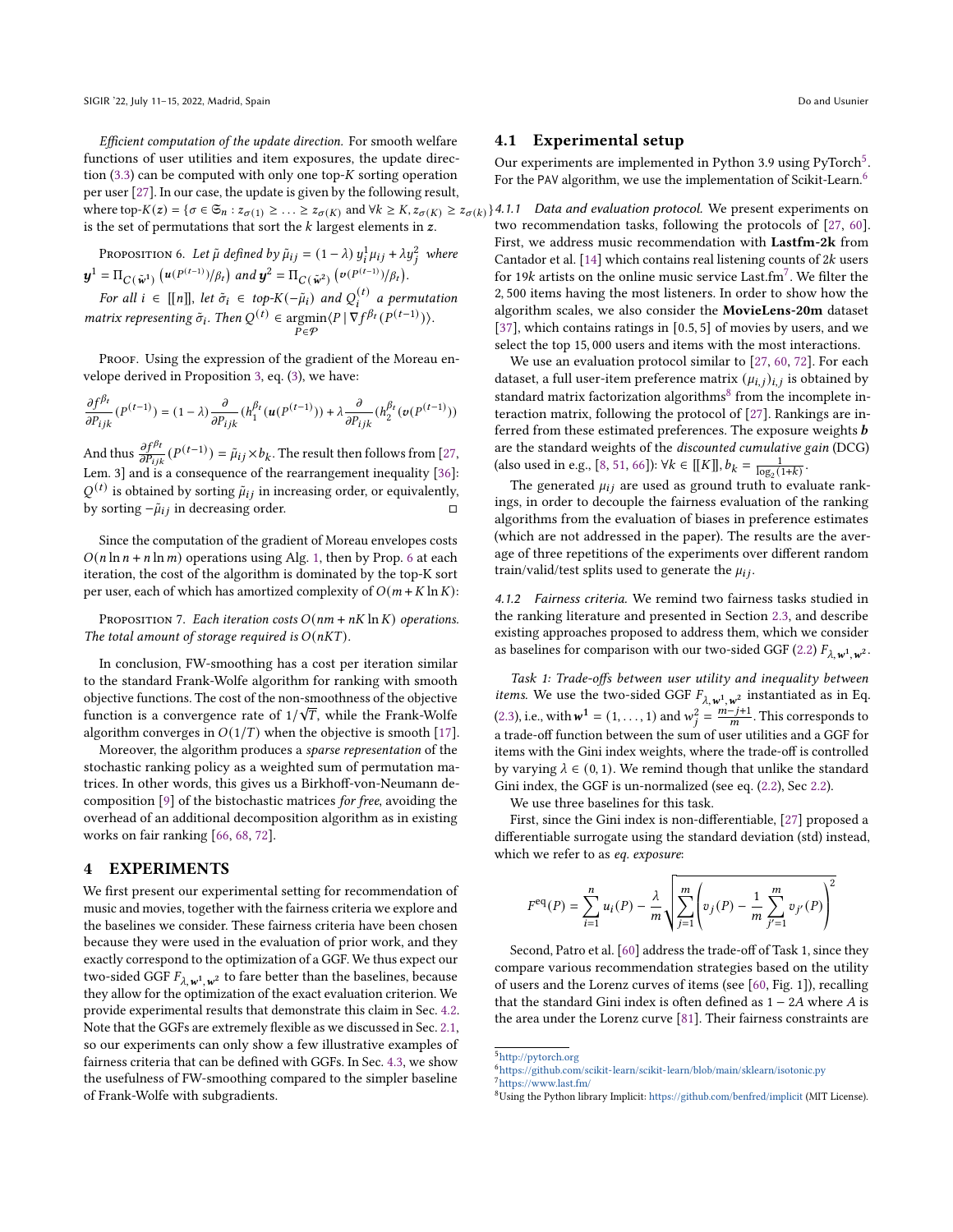*Efficient computation of the update direction.* For smooth welfare functions of user utilities and item exposures, the update direction (3.3) can be computed with only one top-$K$ sorting operation per user [27]. In our case, the update is given by the following result, where top-$K(z) = \{\sigma \in \mathfrak{S}_n : z_{\sigma(1)} \geq \ldots \geq z_{\sigma(K)}$ and $\forall k \geq K, z_{\sigma(K)} \geq z_{\sigma(k)}\}$ is the set of permutations that sort the $k$ largest elements in $z$.

Proposition 6. *Let $\tilde{\mu}$ defined by $\tilde{\mu}_{ij} = (1-\lambda)\, y^1_i \mu_{ij} + \lambda y^2_j$ where $\boldsymbol{y}^1 = \Pi_{C(\tilde{\boldsymbol{w}}^1)}\left(\boldsymbol{u}(P^{(t-1)})/\beta_t\right)$ and $\boldsymbol{y}^2 = \Pi_{C(\tilde{\boldsymbol{w}}^2)}\left(\boldsymbol{v}(P^{(t-1)})/\beta_t\right)$.*

*For all $i \in [\![n]\!]$, let $\tilde{\sigma}_i \in$ top-$K(-\tilde{\mu}_i)$ and $Q^{(t)}_i$ a permutation matrix representing $\tilde{\sigma}_i$. Then $Q^{(t)} \in \underset{P \in \mathcal{P}}{\operatorname{argmin}} \langle P \,|\, \nabla f^{\beta_t}(P^{(t-1)}) \rangle$.*

Proof. Using the expression of the gradient of the Moreau envelope derived in Proposition 3, eq. (3), we have:

$$\frac{\partial f^{\beta_t}}{\partial P_{ijk}}(P^{(t-1)}) = (1-\lambda)\frac{\partial}{\partial P_{ijk}}(h_1^{\beta_t}(\boldsymbol{u}(P^{(t-1)})) + \lambda \frac{\partial}{\partial P_{ijk}}(h_2^{\beta_t}(\boldsymbol{v}(P^{(t-1)}))$$

And thus $\frac{\partial f^{\beta_t}}{\partial P_{ijk}}(P^{(t-1)}) = \tilde{\mu}_{ij} \times b_k$. The result then follows from [27, Lem. 3] and is a consequence of the rearrangement inequality [36]: $Q^{(t)}$ is obtained by sorting $\tilde{\mu}_{ij}$ in increasing order, or equivalently, by sorting $-\tilde{\mu}_{ij}$ in decreasing order. □

Since the computation of the gradient of Moreau envelopes costs $O(n \ln n + n \ln m)$ operations using Alg. 1, then by Prop. 6 at each iteration, the cost of the algorithm is dominated by the top-K sort per user, each of which has amortized complexity of $O(m + K \ln K)$:

Proposition 7. *Each iteration costs $O(nm + nK \ln K)$ operations. The total amount of storage required is $O(nKT)$.*

In conclusion, FW-smoothing has a cost per iteration similar to the standard Frank-Wolfe algorithm for ranking with smooth objective functions. The cost of the non-smoothness of the objective function is a convergence rate of $1/\sqrt{T}$, while the Frank-Wolfe algorithm converges in $O(1/T)$ when the objective is smooth [17].

Moreover, the algorithm produces a *sparse representation* of the stochastic ranking policy as a weighted sum of permutation matrices. In other words, this gives us a Birkhoff-von-Neumann decomposition [9] of the bistochastic matrices *for free*, avoiding the overhead of an additional decomposition algorithm as in existing works on fair ranking [66, 68, 72].

## 4 EXPERIMENTS

We first present our experimental setting for recommendation of music and movies, together with the fairness criteria we explore and the baselines we consider. These fairness criteria have been chosen because they were used in the evaluation of prior work, and they exactly correspond to the optimization of a GGF. We thus expect our two-sided GGF $F_{\lambda,\boldsymbol{w}^1,\boldsymbol{w}^2}$ to fare better than the baselines, because they allow for the optimization of the exact evaluation criterion. We provide experimental results that demonstrate this claim in Sec. 4.2. Note that the GGFs are extremely flexible as we discussed in Sec. 2.1, so our experiments can only show a few illustrative examples of fairness criteria that can be defined with GGFs. In Sec. 4.3, we show the usefulness of FW-smoothing compared to the simpler baseline of Frank-Wolfe with subgradients.

### 4.1 Experimental setup

Our experiments are implemented in Python 3.9 using PyTorch[5]. For the PAV algorithm, we use the implementation of Scikit-Learn.[6]

#### 4.1.1 *Data and evaluation protocol.*

We present experiments on two recommendation tasks, following the protocols of [27, 60]. First, we address music recommendation with **Lastfm-2k** from Cantador et al. [14] which contains real listening counts of 2$k$ users for 19$k$ artists on the online music service Last.fm[7]. We filter the 2,500 items having the most listeners. In order to show how the algorithm scales, we also consider the **MovieLens-20m** dataset [37], which contains ratings in [0.5, 5] of movies by users, and we select the top 15,000 users and items with the most interactions.

We use an evaluation protocol similar to [27, 60, 72]. For each dataset, a full user-item preference matrix $(\mu_{i,j})_{i,j}$ is obtained by standard matrix factorization algorithms[8] from the incomplete interaction matrix, following the protocol of [27]. Rankings are inferred from these estimated preferences. The exposure weights $\boldsymbol{b}$ are the standard weights of the *discounted cumulative gain* (DCG) (also used in e.g., [8, 51, 66]): $\forall k \in [\![K]\!], b_k = \frac{1}{\log_2(1+k)}$.

The generated $\mu_{ij}$ are used as ground truth to evaluate rankings, in order to decouple the fairness evaluation of the ranking algorithms from the evaluation of biases in preference estimates (which are not addressed in the paper). The results are the average of three repetitions of the experiments over different random train/valid/test splits used to generate the $\mu_{ij}$.

#### 4.1.2 *Fairness criteria.*

We remind two fairness tasks studied in the ranking literature and presented in Section 2.3, and describe existing approaches proposed to address them, which we consider as baselines for comparison with our two-sided GGF (2.2) $F_{\lambda,\boldsymbol{w}^1,\boldsymbol{w}^2}$.

*Task 1: Trade-offs between user utility and inequality between items.* We use the two-sided GGF $F_{\lambda,\boldsymbol{w}^1,\boldsymbol{w}^2}$ instantiated as in Eq. (2.3), i.e., with $\boldsymbol{w}^1 = (1,\ldots,1)$ and $w^2_j = \frac{m-j+1}{m}$. This corresponds to a trade-off function between the sum of user utilities and a GGF for items with the Gini index weights, where the trade-off is controlled by varying $\lambda \in (0,1)$. We remind though that unlike the standard Gini index, the GGF is un-normalized (see eq. (2.2), Sec 2.2).

We use three baselines for this task.

First, since the Gini index is non-differentiable, [27] proposed a differentiable surrogate using the standard deviation (std) instead, which we refer to as *eq. exposure*:

$$F^{\mathrm{eq}}(P) = \sum_{i=1}^n u_i(P) - \frac{\lambda}{m}\sqrt{\sum_{j=1}^m \left(v_j(P) - \frac{1}{m}\sum_{j'=1}^m v_{j'}(P)\right)^2}$$

Second, Patro et al. [60] address the trade-off of Task 1, since they compare various recommendation strategies based on the utility of users and the Lorenz curves of items (see [60, Fig. 1]), recalling that the standard Gini index is often defined as $1 - 2A$ where $A$ is the area under the Lorenz curve [81]. Their fairness constraints are

---

[5] http://pytorch.org

[6] https://github.com/scikit-learn/scikit-learn/blob/main/sklearn/isotonic.py

[7] https://www.last.fm/

[8] Using the Python library Implicit: https://github.com/benfred/implicit (MIT License).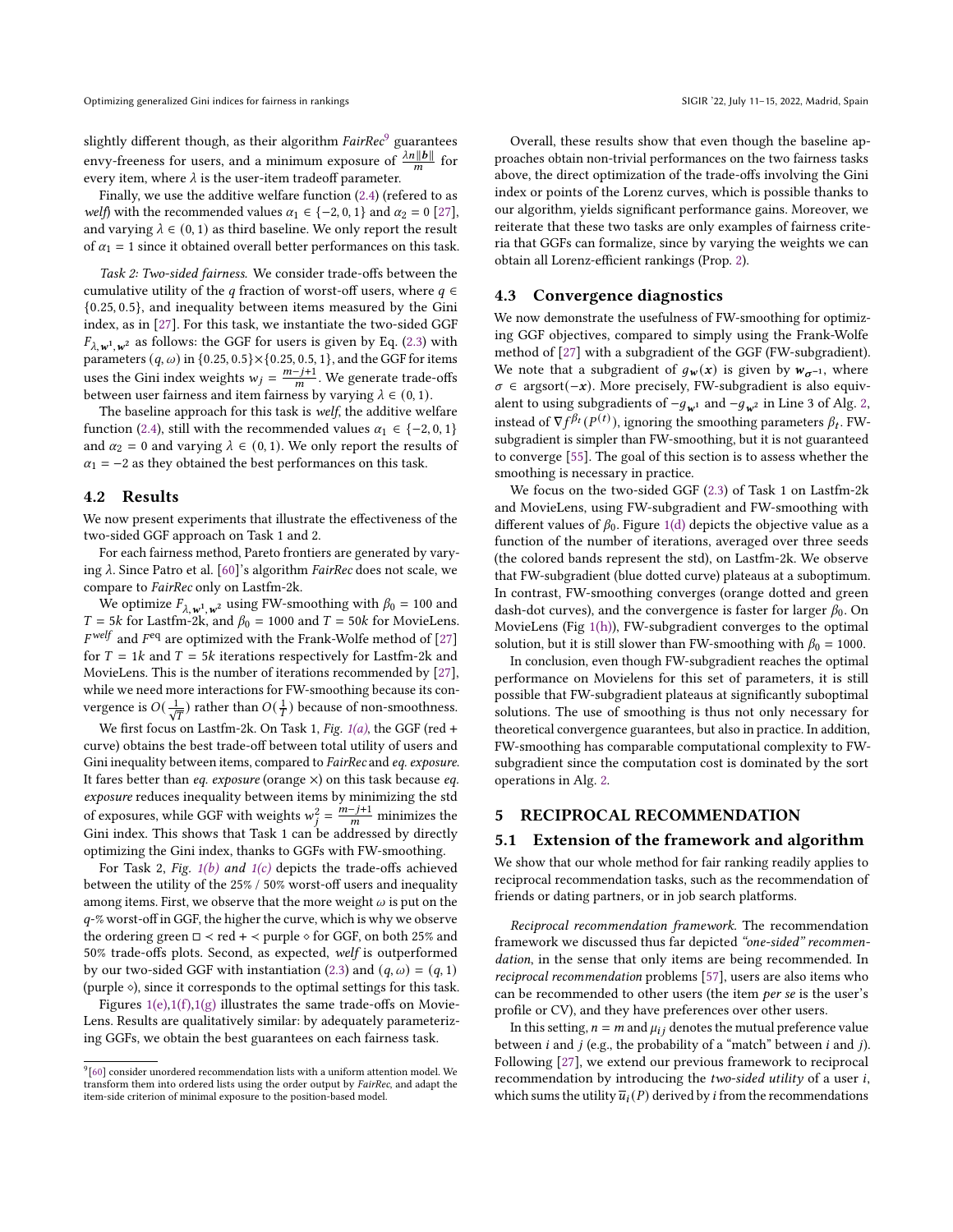slightly different though, as their algorithm *FairRec*[9] guarantees envy-freeness for users, and a minimum exposure of $\frac{\lambda n \|\boldsymbol{b}\|}{m}$ for every item, where $\lambda$ is the user-item tradeoff parameter.

Finally, we use the additive welfare function (2.4) (refered to as *welf*) with the recommended values $\alpha_1 \in \{-2, 0, 1\}$ and $\alpha_2 = 0$ [27], and varying $\lambda \in (0, 1)$ as third baseline. We only report the result of $\alpha_1 = 1$ since it obtained overall better performances on this task.

*Task 2: Two-sided fairness.* We consider trade-offs between the cumulative utility of the $q$ fraction of worst-off users, where $q \in \{0.25, 0.5\}$, and inequality between items measured by the Gini index, as in [27]. For this task, we instantiate the two-sided GGF $F_{\lambda, \boldsymbol{w}^1, \boldsymbol{w}^2}$ as follows: the GGF for users is given by Eq. (2.3) with parameters $(q, \omega)$ in $\{0.25, 0.5\} \times \{0.25, 0.5, 1\}$, and the GGF for items uses the Gini index weights $w_j = \frac{m-j+1}{m}$. We generate trade-offs between user fairness and item fairness by varying $\lambda \in (0, 1)$.

The baseline approach for this task is *welf*, the additive welfare function (2.4), still with the recommended values $\alpha_1 \in \{-2, 0, 1\}$ and $\alpha_2 = 0$ and varying $\lambda \in (0, 1)$. We only report the results of $\alpha_1 = -2$ as they obtained the best performances on this task.

## 4.2 Results

We now present experiments that illustrate the effectiveness of the two-sided GGF approach on Task 1 and 2.

For each fairness method, Pareto frontiers are generated by varying $\lambda$. Since Patro et al. [60]'s algorithm *FairRec* does not scale, we compare to *FairRec* only on Lastfm-2k.

We optimize $F_{\lambda, \boldsymbol{w}^1, \boldsymbol{w}^2}$ using FW-smoothing with $\beta_0 = 100$ and $T = 5k$ for Lastfm-2k, and $\beta_0 = 1000$ and $T = 50k$ for MovieLens. $F^{welf}$ and $F^{eq}$ are optimized with the Frank-Wolfe method of [27] for $T = 1k$ and $T = 5k$ iterations respectively for Lastfm-2k and MovieLens. This is the number of iterations recommended by [27], while we need more interactions for FW-smoothing because its convergence is $O(\frac{1}{\sqrt{T}})$ rather than $O(\frac{1}{T})$ because of non-smoothness.

We first focus on Lastfm-2k. On Task 1, *Fig. 1(a)*, the GGF (red + curve) obtains the best trade-off between total utility of users and Gini inequality between items, compared to *FairRec* and *eq. exposure*. It fares better than *eq. exposure* (orange ×) on this task because *eq. exposure* reduces inequality between items by minimizing the std of exposures, while GGF with weights $w_j^2 = \frac{m-j+1}{m}$ minimizes the Gini index. This shows that Task 1 can be addressed by directly optimizing the Gini index, thanks to GGFs with FW-smoothing.

For Task 2, *Fig. 1(b) and 1(c)* depicts the trade-offs achieved between the utility of the 25% / 50% worst-off users and inequality among items. First, we observe that the more weight $\omega$ is put on the $q$-% worst-off in GGF, the higher the curve, which is why we observe the ordering green □ ≺ red + ≺ purple ⋄ for GGF, on both 25% and 50% trade-offs plots. Second, as expected, *welf* is outperformed by our two-sided GGF with instantiation (2.3) and $(q, \omega) = (q, 1)$ (purple ⋄), since it corresponds to the optimal settings for this task.

Figures 1(e),1(f),1(g) illustrates the same trade-offs on MovieLens. Results are qualitatively similar: by adequately parameterizing GGFs, we obtain the best guarantees on each fairness task.

[9] [60] consider unordered recommendation lists with a uniform attention model. We transform them into ordered lists using the order output by *FairRec*, and adapt the item-side criterion of minimal exposure to the position-based model.

Overall, these results show that even though the baseline approaches obtain non-trivial performances on the two fairness tasks above, the direct optimization of the trade-offs involving the Gini index or points of the Lorenz curves, which is possible thanks to our algorithm, yields significant performance gains. Moreover, we reiterate that these two tasks are only examples of fairness criteria that GGFs can formalize, since by varying the weights we can obtain all Lorenz-efficient rankings (Prop. 2).

## 4.3 Convergence diagnostics

We now demonstrate the usefulness of FW-smoothing for optimizing GGF objectives, compared to simply using the Frank-Wolfe method of [27] with a subgradient of the GGF (FW-subgradient). We note that a subgradient of $g_{\boldsymbol{w}}(\boldsymbol{x})$ is given by $\boldsymbol{w}_{\sigma^{-1}}$, where $\sigma \in \operatorname{argsort}(-\boldsymbol{x})$. More precisely, FW-subgradient is also equivalent to using subgradients of $-g_{\boldsymbol{w}^1}$ and $-g_{\boldsymbol{w}^2}$ in Line 3 of Alg. 2, instead of $\nabla f^{\beta_t}(P^{(t)})$, ignoring the smoothing parameters $\beta_t$. FW-subgradient is simpler than FW-smoothing, but it is not guaranteed to converge [55]. The goal of this section is to assess whether the smoothing is necessary in practice.

We focus on the two-sided GGF (2.3) of Task 1 on Lastfm-2k and MovieLens, using FW-subgradient and FW-smoothing with different values of $\beta_0$. Figure 1(d) depicts the objective value as a function of the number of iterations, averaged over three seeds (the colored bands represent the std), on Lastfm-2k. We observe that FW-subgradient (blue dotted curve) plateaus at a suboptimum. In contrast, FW-smoothing converges (orange dotted and green dash-dot curves), and the convergence is faster for larger $\beta_0$. On MovieLens (Fig 1(h)), FW-subgradient converges to the optimal solution, but it is still slower than FW-smoothing with $\beta_0 = 1000$.

In conclusion, even though FW-subgradient reaches the optimal performance on Movielens for this set of parameters, it is still possible that FW-subgradient plateaus at significantly suboptimal solutions. The use of smoothing is thus not only necessary for theoretical convergence guarantees, but also in practice. In addition, FW-smoothing has comparable computational complexity to FW-subgradient since the computation cost is dominated by the sort operations in Alg. 2.

# 5 RECIPROCAL RECOMMENDATION

## 5.1 Extension of the framework and algorithm

We show that our whole method for fair ranking readily applies to reciprocal recommendation tasks, such as the recommendation of friends or dating partners, or in job search platforms.

*Reciprocal recommendation framework.* The recommendation framework we discussed thus far depicted *"one-sided" recommendation*, in the sense that only items are being recommended. In *reciprocal recommendation* problems [57], users are also items who can be recommended to other users (the item *per se* is the user's profile or CV), and they have preferences over other users.

In this setting, $n = m$ and $\mu_{ij}$ denotes the mutual preference value between $i$ and $j$ (e.g., the probability of a "match" between $i$ and $j$). Following [27], we extend our previous framework to reciprocal recommendation by introducing the *two-sided utility* of a user $i$, which sums the utility $\overline{u}_i(P)$ derived by $i$ from the recommendations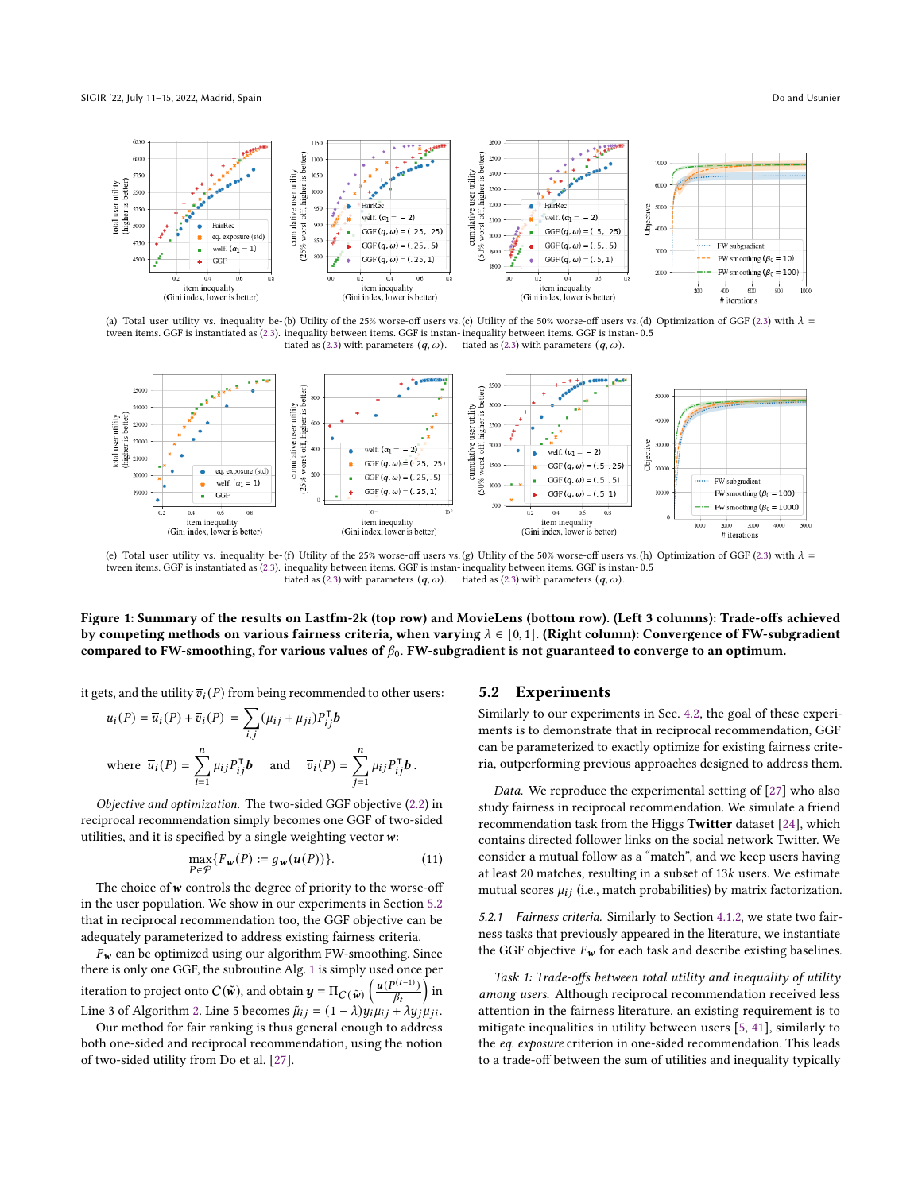(a) Total user utility vs. inequality between items. GGF is instantiated as (2.3).

(b) Utility of the 25% worse-off users vs. inequality between items. GGF is instantiated as (2.3) with parameters $(q, \omega)$.

(c) Utility of the 50% worse-off users vs. inequality between items. GGF is instantiated as (2.3) with parameters $(q, \omega)$.

(d) Optimization of GGF (2.3) with $\lambda$ = 0.5

(e) Total user utility vs. inequality between items. GGF is instantiated as (2.3).

(f) Utility of the 25% worse-off users vs. inequality between items. GGF is instantiated as (2.3) with parameters $(q, \omega)$.

(g) Utility of the 50% worse-off users vs. inequality between items. GGF is instantiated as (2.3) with parameters $(q, \omega)$.

(h) Optimization of GGF (2.3) with $\lambda$ = 0.5

**Figure 1: Summary of the results on Lastfm-2k (top row) and MovieLens (bottom row). (Left 3 columns): Trade-offs achieved by competing methods on various fairness criteria, when varying $\lambda \in [0, 1]$. (Right column): Convergence of FW-subgradient compared to FW-smoothing, for various values of $\beta_0$. FW-subgradient is not guaranteed to converge to an optimum.**

it gets, and the utility $\overline{v}_i(P)$ from being recommended to other users:

$$u_i(P) = \overline{u}_i(P) + \overline{v}_i(P) = \sum_{i,j} (\mu_{ij} + \mu_{ji}) P_{ij}^{\intercal} \boldsymbol{b}$$

$$\text{where } \overline{u}_i(P) = \sum_{i=1}^{n} \mu_{ij} P_{ij}^{\intercal} \boldsymbol{b} \quad \text{and} \quad \overline{v}_i(P) = \sum_{j=1}^{n} \mu_{ij} P_{ij}^{\intercal} \boldsymbol{b}\,.$$

*Objective and optimization.* The two-sided GGF objective (2.2) in reciprocal recommendation simply becomes one GGF of two-sided utilities, and it is specified by a single weighting vector $\boldsymbol{w}$:

$$\max_{P \in \mathcal{P}} \{F_{\boldsymbol{w}}(P) := g_{\boldsymbol{w}}(\boldsymbol{u}(P))\}. \tag{11}$$

The choice of $\boldsymbol{w}$ controls the degree of priority to the worse-off in the user population. We show in our experiments in Section 5.2 that in reciprocal recommendation too, the GGF objective can be adequately parameterized to address existing fairness criteria.

$F_{\boldsymbol{w}}$ can be optimized using our algorithm FW-smoothing. Since there is only one GGF, the subroutine Alg. 1 is simply used once per iteration to project onto $C(\tilde{\boldsymbol{w}})$, and obtain $\boldsymbol{y} = \Pi_{C(\tilde{\boldsymbol{w}})}\left(\frac{\boldsymbol{u}(P^{(t-1)})}{\beta_t}\right)$ in Line 3 of Algorithm 2. Line 5 becomes $\tilde{\mu}_{ij} = (1-\lambda) y_i \mu_{ij} + \lambda y_j \mu_{ji}$.

Our method for fair ranking is thus general enough to address both one-sided and reciprocal recommendation, using the notion of two-sided utility from Do et al. [27].

## 5.2 Experiments

Similarly to our experiments in Sec. 4.2, the goal of these experiments is to demonstrate that in reciprocal recommendation, GGF can be parameterized to exactly optimize for existing fairness criteria, outperforming previous approaches designed to address them.

*Data.* We reproduce the experimental setting of [27] who also study fairness in reciprocal recommendation. We simulate a friend recommendation task from the Higgs **Twitter** dataset [24], which contains directed follower links on the social network Twitter. We consider a mutual follow as a "match", and we keep users having at least 20 matches, resulting in a subset of 13*k* users. We estimate mutual scores $\mu_{ij}$ (i.e., match probabilities) by matrix factorization.

*5.2.1 Fairness criteria.* Similarly to Section 4.1.2, we state two fairness tasks that previously appeared in the literature, we instantiate the GGF objective $F_{\boldsymbol{w}}$ for each task and describe existing baselines.

*Task 1: Trade-offs between total utility and inequality of utility among users.* Although reciprocal recommendation received less attention in the fairness literature, an existing requirement is to mitigate inequalities in utility between users [5, 41], similarly to the *eq. exposure* criterion in one-sided recommendation. This leads to a trade-off between the sum of utilities and inequality typically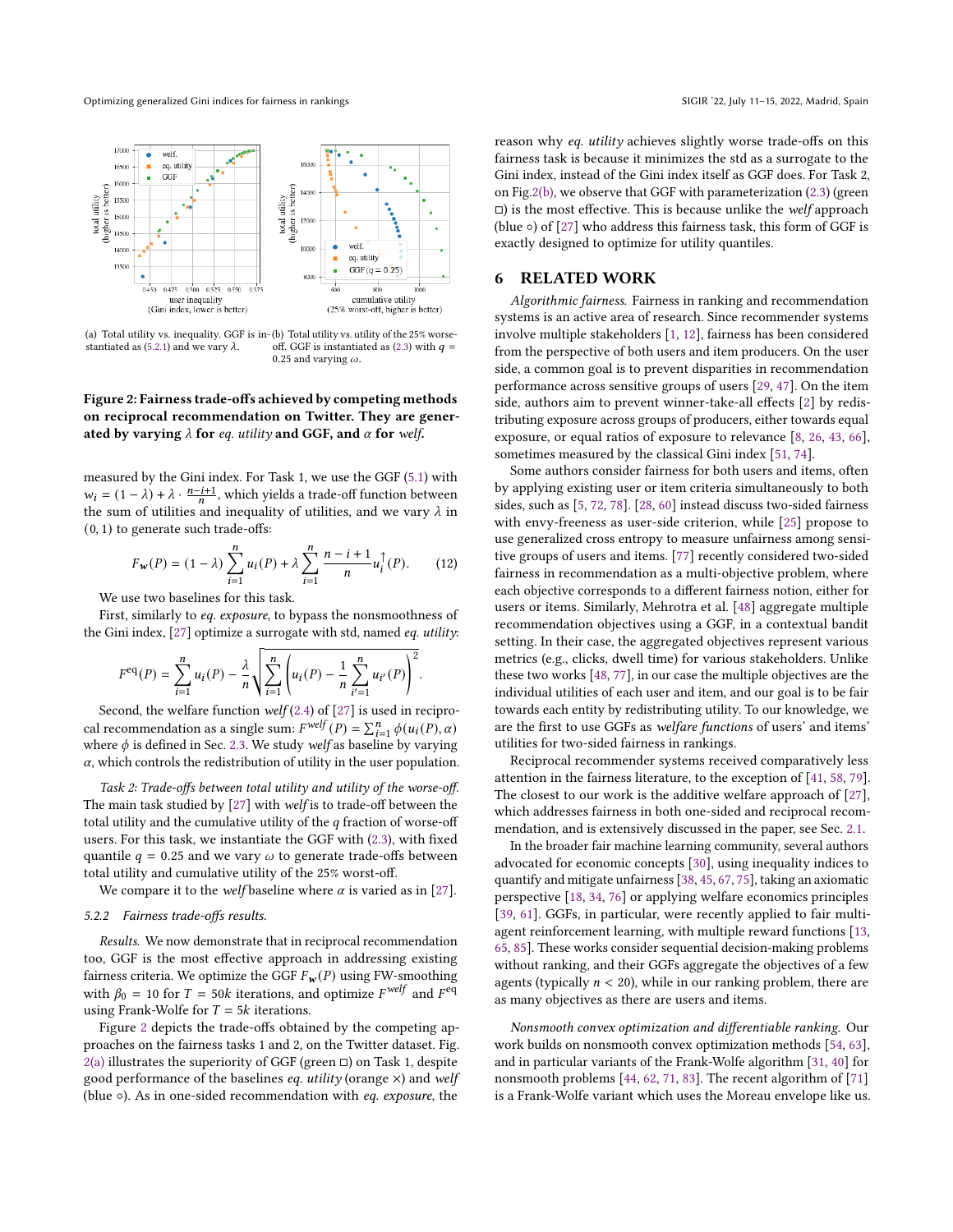(a) Total utility vs. inequality. GGF is instantiated as (5.2.1) and we vary $\lambda$.

(b) Total utility vs. utility of the 25% worse-off. GGF is instantiated as (2.3) with $q = 0.25$ and varying $\omega$.

**Figure 2: Fairness trade-offs achieved by competing methods on reciprocal recommendation on Twitter. They are generated by varying $\lambda$ for *eq. utility* and GGF, and $\alpha$ for *welf*.**

measured by the Gini index. For Task 1, we use the GGF (5.1) with $w_i = (1 - \lambda) + \lambda \cdot \frac{n-i+1}{n}$, which yields a trade-off function between the sum of utilities and inequality of utilities, and we vary $\lambda$ in $(0, 1)$ to generate such trade-offs:

$$F_{\boldsymbol{w}}(P) = (1 - \lambda) \sum_{i=1}^{n} u_i(P) + \lambda \sum_{i=1}^{n} \frac{n - i + 1}{n} u_i^{\uparrow}(P). \tag{12}$$

We use two baselines for this task.

First, similarly to *eq. exposure*, to bypass the nonsmoothness of the Gini index, [27] optimize a surrogate with std, named *eq. utility*:

$$F^{\text{eq}}(P) = \sum_{i=1}^{n} u_i(P) - \frac{\lambda}{n} \sqrt{\sum_{i=1}^{n} \left( u_i(P) - \frac{1}{n} \sum_{i'=1}^{n} u_{i'}(P) \right)^2}.$$

Second, the welfare function *welf* (2.4) of [27] is used in reciprocal recommendation as a single sum: $F^{welf}(P) = \sum_{i=1}^{n} \phi(u_i(P), \alpha)$ where $\phi$ is defined in Sec. 2.3. We study *welf* as baseline by varying $\alpha$, which controls the redistribution of utility in the user population.

*Task 2: Trade-offs between total utility and utility of the worse-off.* The main task studied by [27] with *welf* is to trade-off between the total utility and the cumulative utility of the $q$ fraction of worse-off users. For this task, we instantiate the GGF with (2.3), with fixed quantile $q = 0.25$ and we vary $\omega$ to generate trade-offs between total utility and cumulative utility of the 25% worst-off.

We compare it to the *welf* baseline where $\alpha$ is varied as in [27].

### 5.2.2 Fairness trade-offs results.

*Results.* We now demonstrate that in reciprocal recommendation too, GGF is the most effective approach in addressing existing fairness criteria. We optimize the GGF $F_{\boldsymbol{w}}(P)$ using FW-smoothing with $\beta_0 = 10$ for $T = 50k$ iterations, and optimize $F^{welf}$ and $F^{\text{eq}}$ using Frank-Wolfe for $T = 5k$ iterations.

Figure 2 depicts the trade-offs obtained by the competing approaches on the fairness tasks 1 and 2, on the Twitter dataset. Fig. 2(a) illustrates the superiority of GGF (green □) on Task 1, despite good performance of the baselines *eq. utility* (orange ×) and *welf* (blue ∘). As in one-sided recommendation with *eq. exposure*, the reason why *eq. utility* achieves slightly worse trade-offs on this fairness task is because it minimizes the std as a surrogate to the Gini index, instead of the Gini index itself as GGF does. For Task 2, on Fig.2(b), we observe that GGF with parameterization (2.3) (green □) is the most effective. This is because unlike the *welf* approach (blue ∘) of [27] who address this fairness task, this form of GGF is exactly designed to optimize for utility quantiles.

## 6 RELATED WORK

*Algorithmic fairness.* Fairness in ranking and recommendation systems is an active area of research. Since recommender systems involve multiple stakeholders [1, 12], fairness has been considered from the perspective of both users and item producers. On the user side, a common goal is to prevent disparities in recommendation performance across sensitive groups of users [29, 47]. On the item side, authors aim to prevent winner-take-all effects [2] by redistributing exposure across groups of producers, either towards equal exposure, or equal ratios of exposure to relevance [8, 26, 43, 66], sometimes measured by the classical Gini index [51, 74].

Some authors consider fairness for both users and items, often by applying existing user or item criteria simultaneously to both sides, such as [5, 72, 78]. [28, 60] instead discuss two-sided fairness with envy-freeness as user-side criterion, while [25] propose to use generalized cross entropy to measure unfairness among sensitive groups of users and items. [77] recently considered two-sided fairness in recommendation as a multi-objective problem, where each objective corresponds to a different fairness notion, either for users or items. Similarly, Mehrotra et al. [48] aggregate multiple recommendation objectives using a GGF, in a contextual bandit setting. In their case, the aggregated objectives represent various metrics (e.g., clicks, dwell time) for various stakeholders. Unlike these two works [48, 77], in our case the multiple objectives are the individual utilities of each user and item, and our goal is to be fair towards each entity by redistributing utility. To our knowledge, we are the first to use GGFs as *welfare functions* of users' and items' utilities for two-sided fairness in rankings.

Reciprocal recommender systems received comparatively less attention in the fairness literature, to the exception of [41, 58, 79]. The closest to our work is the additive welfare approach of [27], which addresses fairness in both one-sided and reciprocal recommendation, and is extensively discussed in the paper, see Sec. 2.1.

In the broader fair machine learning community, several authors advocated for economic concepts [30], using inequality indices to quantify and mitigate unfairness [38, 45, 67, 75], taking an axiomatic perspective [18, 34, 76] or applying welfare economics principles [39, 61]. GGFs, in particular, were recently applied to fair multi-agent reinforcement learning, with multiple reward functions [13, 65, 85]. These works consider sequential decision-making problems without ranking, and their GGFs aggregate the objectives of a few agents (typically $n < 20$), while in our ranking problem, there are as many objectives as there are users and items.

*Nonsmooth convex optimization and differentiable ranking.* Our work builds on nonsmooth convex optimization methods [54, 63], and in particular variants of the Frank-Wolfe algorithm [31, 40] for nonsmooth problems [44, 62, 71, 83]. The recent algorithm of [71] is a Frank-Wolfe variant which uses the Moreau envelope like us.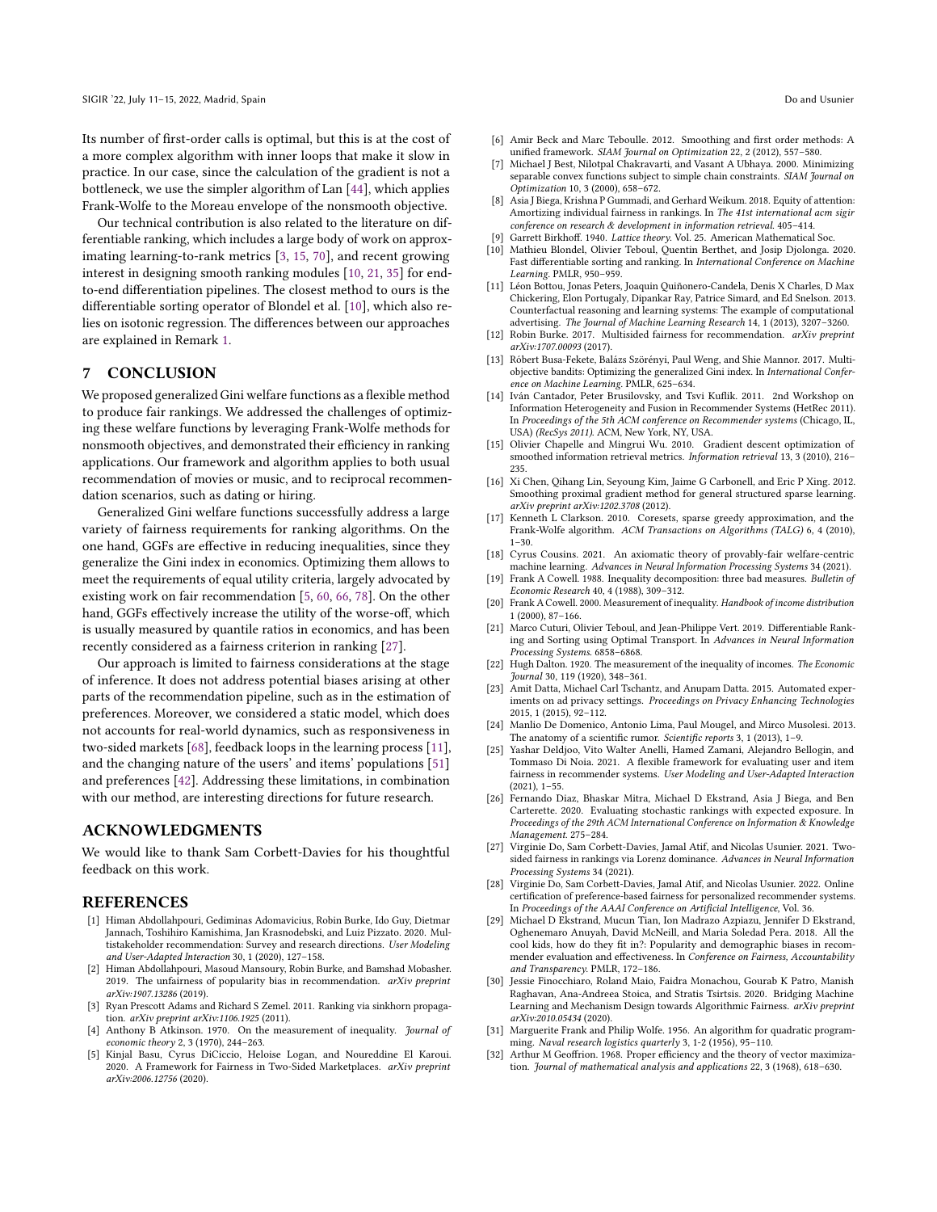Its number of first-order calls is optimal, but this is at the cost of a more complex algorithm with inner loops that make it slow in practice. In our case, since the calculation of the gradient is not a bottleneck, we use the simpler algorithm of Lan [44], which applies Frank-Wolfe to the Moreau envelope of the nonsmooth objective.

Our technical contribution is also related to the literature on differentiable ranking, which includes a large body of work on approximating learning-to-rank metrics [3, 15, 70], and recent growing interest in designing smooth ranking modules [10, 21, 35] for end-to-end differentiation pipelines. The closest method to ours is the differentiable sorting operator of Blondel et al. [10], which also relies on isotonic regression. The differences between our approaches are explained in Remark 1.

## 7 CONCLUSION

We proposed generalized Gini welfare functions as a flexible method to produce fair rankings. We addressed the challenges of optimizing these welfare functions by leveraging Frank-Wolfe methods for nonsmooth objectives, and demonstrated their efficiency in ranking applications. Our framework and algorithm applies to both usual recommendation of movies or music, and to reciprocal recommendation scenarios, such as dating or hiring.

Generalized Gini welfare functions successfully address a large variety of fairness requirements for ranking algorithms. On the one hand, GGFs are effective in reducing inequalities, since they generalize the Gini index in economics. Optimizing them allows to meet the requirements of equal utility criteria, largely advocated by existing work on fair recommendation [5, 60, 66, 78]. On the other hand, GGFs effectively increase the utility of the worse-off, which is usually measured by quantile ratios in economics, and has been recently considered as a fairness criterion in ranking [27].

Our approach is limited to fairness considerations at the stage of inference. It does not address potential biases arising at other parts of the recommendation pipeline, such as in the estimation of preferences. Moreover, we considered a static model, which does not accounts for real-world dynamics, such as responsiveness in two-sided markets [68], feedback loops in the learning process [11], and the changing nature of the users' and items' populations [51] and preferences [42]. Addressing these limitations, in combination with our method, are interesting directions for future research.

## ACKNOWLEDGMENTS

We would like to thank Sam Corbett-Davies for his thoughtful feedback on this work.

## REFERENCES

- [1] Himan Abdollahpouri, Gediminas Adomavicius, Robin Burke, Ido Guy, Dietmar Jannach, Toshihiro Kamishima, Jan Krasnodebski, and Luiz Pizzato. 2020. Multistakeholder recommendation: Survey and research directions. *User Modeling and User-Adapted Interaction* 30, 1 (2020), 127–158.
- [2] Himan Abdollahpouri, Masoud Mansoury, Robin Burke, and Bamshad Mobasher. 2019. The unfairness of popularity bias in recommendation. *arXiv preprint arXiv:1907.13286* (2019).
- [3] Ryan Prescott Adams and Richard S Zemel. 2011. Ranking via sinkhorn propagation. *arXiv preprint arXiv:1106.1925* (2011).
- [4] Anthony B Atkinson. 1970. On the measurement of inequality. *Journal of economic theory* 2, 3 (1970), 244–263.
- [5] Kinjal Basu, Cyrus DiCiccio, Heloise Logan, and Noureddine El Karoui. 2020. A Framework for Fairness in Two-Sided Marketplaces. *arXiv preprint arXiv:2006.12756* (2020).
- [6] Amir Beck and Marc Teboulle. 2012. Smoothing and first order methods: A unified framework. *SIAM Journal on Optimization* 22, 2 (2012), 557–580.
- [7] Michael J Best, Nilotpal Chakravarti, and Vasant A Ubhaya. 2000. Minimizing separable convex functions subject to simple chain constraints. *SIAM Journal on Optimization* 10, 3 (2000), 658–672.
- [8] Asia J Biega, Krishna P Gummadi, and Gerhard Weikum. 2018. Equity of attention: Amortizing individual fairness in rankings. In *The 41st international acm sigir conference on research & development in information retrieval*. 405–414.
- [9] Garrett Birkhoff. 1940. *Lattice theory*. Vol. 25. American Mathematical Soc.
- [10] Mathieu Blondel, Olivier Teboul, Quentin Berthet, and Josip Djolonga. 2020. Fast differentiable sorting and ranking. In *International Conference on Machine Learning*. PMLR, 950–959.
- [11] Léon Bottou, Jonas Peters, Joaquin Quiñonero-Candela, Denis X Charles, D Max Chickering, Elon Portugaly, Dipankar Ray, Patrice Simard, and Ed Snelson. 2013. Counterfactual reasoning and learning systems: The example of computational advertising. *The Journal of Machine Learning Research* 14, 1 (2013), 3207–3260.
- [12] Robin Burke. 2017. Multisided fairness for recommendation. *arXiv preprint arXiv:1707.00093* (2017).
- [13] Róbert Busa-Fekete, Balázs Szörényi, Paul Weng, and Shie Mannor. 2017. Multi-objective bandits: Optimizing the generalized Gini index. In *International Conference on Machine Learning*. PMLR, 625–634.
- [14] Iván Cantador, Peter Brusilovsky, and Tsvi Kuflik. 2011. 2nd Workshop on Information Heterogeneity and Fusion in Recommender Systems (HetRec 2011). In *Proceedings of the 5th ACM conference on Recommender systems* (Chicago, IL, USA) *(RecSys 2011)*. ACM, New York, NY, USA.
- [15] Olivier Chapelle and Mingrui Wu. 2010. Gradient descent optimization of smoothed information retrieval metrics. *Information retrieval* 13, 3 (2010), 216–235.
- [16] Xi Chen, Qihang Lin, Seyoung Kim, Jaime G Carbonell, and Eric P Xing. 2012. Smoothing proximal gradient method for general structured sparse learning. *arXiv preprint arXiv:1202.3708* (2012).
- [17] Kenneth L Clarkson. 2010. Coresets, sparse greedy approximation, and the Frank-Wolfe algorithm. *ACM Transactions on Algorithms (TALG)* 6, 4 (2010), 1–30.
- [18] Cyrus Cousins. 2021. An axiomatic theory of provably-fair welfare-centric machine learning. *Advances in Neural Information Processing Systems* 34 (2021).
- [19] Frank A Cowell. 1988. Inequality decomposition: three bad measures. *Bulletin of Economic Research* 40, 4 (1988), 309–312.
- [20] Frank A Cowell. 2000. Measurement of inequality. *Handbook of income distribution* 1 (2000), 87–166.
- [21] Marco Cuturi, Olivier Teboul, and Jean-Philippe Vert. 2019. Differentiable Ranking and Sorting using Optimal Transport. In *Advances in Neural Information Processing Systems*. 6858–6868.
- [22] Hugh Dalton. 1920. The measurement of the inequality of incomes. *The Economic Journal* 30, 119 (1920), 348–361.
- [23] Amit Datta, Michael Carl Tschantz, and Anupam Datta. 2015. Automated experiments on ad privacy settings. *Proceedings on Privacy Enhancing Technologies* 2015, 1 (2015), 92–112.
- [24] Manlio De Domenico, Antonio Lima, Paul Mougel, and Mirco Musolesi. 2013. The anatomy of a scientific rumor. *Scientific reports* 3, 1 (2013), 1–9.
- [25] Yashar Deldjoo, Vito Walter Anelli, Hamed Zamani, Alejandro Bellogin, and Tommaso Di Noia. 2021. A flexible framework for evaluating user and item fairness in recommender systems. *User Modeling and User-Adapted Interaction* (2021), 1–55.
- [26] Fernando Diaz, Bhaskar Mitra, Michael D Ekstrand, Asia J Biega, and Ben Carterette. 2020. Evaluating stochastic rankings with expected exposure. In *Proceedings of the 29th ACM International Conference on Information & Knowledge Management*. 275–284.
- [27] Virginie Do, Sam Corbett-Davies, Jamal Atif, and Nicolas Usunier. 2021. Two-sided fairness in rankings via Lorenz dominance. *Advances in Neural Information Processing Systems* 34 (2021).
- [28] Virginie Do, Sam Corbett-Davies, Jamal Atif, and Nicolas Usunier. 2022. Online certification of preference-based fairness for personalized recommender systems. In *Proceedings of the AAAI Conference on Artificial Intelligence*, Vol. 36.
- [29] Michael D Ekstrand, Mucun Tian, Ion Madrazo Azpiazu, Jennifer D Ekstrand, Oghenemaro Anuyah, David McNeill, and Maria Soledad Pera. 2018. All the cool kids, how do they fit in?: Popularity and demographic biases in recommender evaluation and effectiveness. In *Conference on Fairness, Accountability and Transparency*. PMLR, 172–186.
- [30] Jessie Finocchiaro, Roland Maio, Faidra Monachou, Gourab K Patro, Manish Raghavan, Ana-Andreea Stoica, and Stratis Tsirtsis. 2020. Bridging Machine Learning and Mechanism Design towards Algorithmic Fairness. *arXiv preprint arXiv:2010.05434* (2020).
- [31] Marguerite Frank and Philip Wolfe. 1956. An algorithm for quadratic programming. *Naval research logistics quarterly* 3, 1-2 (1956), 95–110.
- [32] Arthur M Geoffrion. 1968. Proper efficiency and the theory of vector maximization. *Journal of mathematical analysis and applications* 22, 3 (1968), 618–630.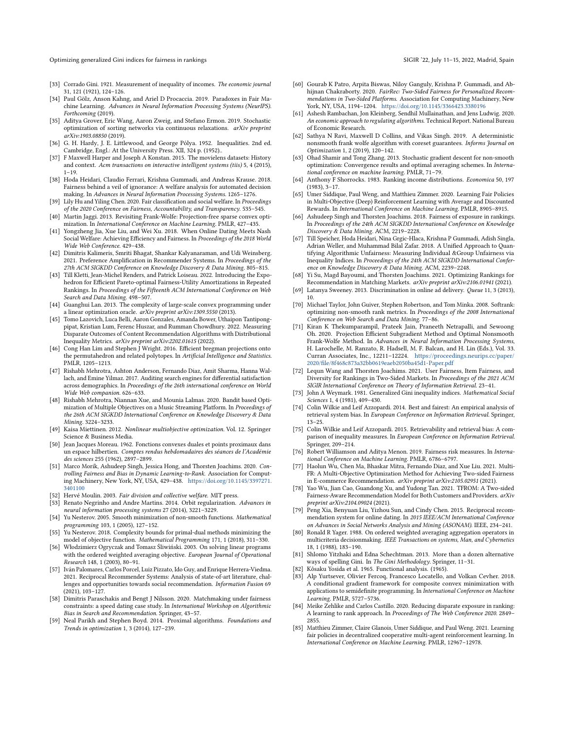[33] Corrado Gini. 1921. Measurement of inequality of incomes. *The economic journal* 31, 121 (1921), 124–126.

[34] Paul Gölz, Anson Kahng, and Ariel D Procaccia. 2019. Paradoxes in Fair Machine Learning. *Advances in Neural Information Processing Systems (NeurIPS). Forthcoming* (2019).

[35] Aditya Grover, Eric Wang, Aaron Zweig, and Stefano Ermon. 2019. Stochastic optimization of sorting networks via continuous relaxations. *arXiv preprint arXiv:1903.08850* (2019).

[36] G. H. Hardy, J. E. Littlewood, and George Pólya. 1952. Inequalities. 2nd ed. Cambridge, Engl.: At the University Press. XII, 324 p. (1952)..

[37] F Maxwell Harper and Joseph A Konstan. 2015. The movielens datasets: History and context. *Acm transactions on interactive intelligent systems (tiis)* 5, 4 (2015), 1–19.

[38] Hoda Heidari, Claudio Ferrari, Krishna Gummadi, and Andreas Krause. 2018. Fairness behind a veil of ignorance: A welfare analysis for automated decision making. In *Advances in Neural Information Processing Systems*. 1265–1276.

[39] Lily Hu and Yiling Chen. 2020. Fair classification and social welfare. In *Proceedings of the 2020 Conference on Fairness, Accountability, and Transparency*. 535–545.

[40] Martin Jaggi. 2013. Revisiting Frank-Wolfe: Projection-free sparse convex optimization. In *International Conference on Machine Learning*. PMLR, 427–435.

[41] Yongzheng Jia, Xue Liu, and Wei Xu. 2018. When Online Dating Meets Nash Social Welfare: Achieving Efficiency and Fairness. In *Proceedings of the 2018 World Wide Web Conference*. 429–438.

[42] Dimitris Kalimeris, Smriti Bhagat, Shankar Kalyanaraman, and Udi Weinsberg. 2021. Preference Amplification in Recommender Systems. In *Proceedings of the 27th ACM SIGKDD Conference on Knowledge Discovery & Data Mining*. 805–815.

[43] Till Kletti, Jean-Michel Renders, and Patrick Loiseau. 2022. Introducing the Expohedron for Efficient Pareto-optimal Fairness-Utility Amortizations in Repeated Rankings. In *Proceedings of the Fifteenth ACM International Conference on Web Search and Data Mining*. 498–507.

[44] Guanghui Lan. 2013. The complexity of large-scale convex programming under a linear optimization oracle. *arXiv preprint arXiv:1309.5550* (2013).

[45] Tomo Lazovich, Luca Belli, Aaron Gonzales, Amanda Bower, Uthaipon Tantipongpipat, Kristian Lum, Ferenc Huszar, and Rumman Chowdhury. 2022. Measuring Disparate Outcomes of Content Recommendation Algorithms with Distributional Inequality Metrics. *arXiv preprint arXiv:2202.01615* (2022).

[46] Cong Han Lim and Stephen J Wright. 2016. Efficient bregman projections onto the permutahedron and related polytopes. In *Artificial Intelligence and Statistics*. PMLR, 1205–1213.

[47] Rishabh Mehrotra, Ashton Anderson, Fernando Diaz, Amit Sharma, Hanna Wallach, and Emine Yilmaz. 2017. Auditing search engines for differential satisfaction across demographics. In *Proceedings of the 26th international conference on World Wide Web companion*. 626–633.

[48] Rishabh Mehrotra, Niannan Xue, and Mounia Lalmas. 2020. Bandit based Optimization of Multiple Objectives on a Music Streaming Platform. In *Proceedings of the 26th ACM SIGKDD International Conference on Knowledge Discovery & Data Mining*. 3224–3233.

[49] Kaisa Miettinen. 2012. *Nonlinear multiobjective optimization*. Vol. 12. Springer Science & Business Media.

[50] Jean Jacques Moreau. 1962. Fonctions convexes duales et points proximaux dans un espace hilbertien. *Comptes rendus hebdomadaires des séances de l'Académie des sciences* 255 (1962), 2897–2899.

[51] Marco Morik, Ashudeep Singh, Jessica Hong, and Thorsten Joachims. 2020. *Controlling Fairness and Bias in Dynamic Learning-to-Rank*. Association for Computing Machinery, New York, NY, USA, 429–438. https://doi.org/10.1145/3397271.3401100

[52] Hervé Moulin. 2003. *Fair division and collective welfare*. MIT press.

[53] Renato Negrinho and Andre Martins. 2014. Orbit regularization. *Advances in neural information processing systems* 27 (2014), 3221–3229.

[54] Yu Nesterov. 2005. Smooth minimization of non-smooth functions. *Mathematical programming* 103, 1 (2005), 127–152.

[55] Yu Nesterov. 2018. Complexity bounds for primal-dual methods minimizing the model of objective function. *Mathematical Programming* 171, 1 (2018), 311–330.

[56] Włodzimierz Ogryczak and Tomasz Śliwiński. 2003. On solving linear programs with the ordered weighted averaging objective. *European Journal of Operational Research* 148, 1 (2003), 80–91.

[57] Iván Palomares, Carlos Porcel, Luiz Pizzato, Ido Guy, and Enrique Herrera-Viedma. 2021. Reciprocal Recommender Systems: Analysis of state-of-art literature, challenges and opportunities towards social recommendation. *Information Fusion* 69 (2021), 103–127.

[58] Dimitris Paraschakis and Bengt J Nilsson. 2020. Matchmaking under fairness constraints: a speed dating case study. In *International Workshop on Algorithmic Bias in Search and Recommendation*. Springer, 43–57.

[59] Neal Parikh and Stephen Boyd. 2014. Proximal algorithms. *Foundations and Trends in optimization* 1, 3 (2014), 127–239.

[60] Gourab K Patro, Arpita Biswas, Niloy Ganguly, Krishna P. Gummadi, and Abhijnan Chakraborty. 2020. *FairRec: Two-Sided Fairness for Personalized Recommendations in Two-Sided Platforms*. Association for Computing Machinery, New York, NY, USA, 1194–1204. https://doi.org/10.1145/3366423.3380196

[61] Ashesh Rambachan, Jon Kleinberg, Sendhil Mullainathan, and Jens Ludwig. 2020. *An economic approach to regulating algorithms*. Technical Report. National Bureau of Economic Research.

[62] Sathya N Ravi, Maxwell D Collins, and Vikas Singh. 2019. A deterministic nonsmooth frank wolfe algorithm with coreset guarantees. *Informs Journal on Optimization* 1, 2 (2019), 120–142.

[63] Ohad Shamir and Tong Zhang. 2013. Stochastic gradient descent for non-smooth optimization: Convergence results and optimal averaging schemes. In *International conference on machine learning*. PMLR, 71–79.

[64] Anthony F Shorrocks. 1983. Ranking income distributions. *Economica* 50, 197 (1983), 3–17.

[65] Umer Siddique, Paul Weng, and Matthieu Zimmer. 2020. Learning Fair Policies in Multi-Objective (Deep) Reinforcement Learning with Average and Discounted Rewards. In *International Conference on Machine Learning*. PMLR, 8905–8915.

[66] Ashudeep Singh and Thorsten Joachims. 2018. Fairness of exposure in rankings. In *Proceedings of the 24th ACM SIGKDD International Conference on Knowledge Discovery & Data Mining*. ACM, 2219–2228.

[67] Till Speicher, Hoda Heidari, Nina Grgic-Hlaca, Krishna P Gummadi, Adish Singla, Adrian Weller, and Muhammad Bilal Zafar. 2018. A Unified Approach to Quantifying Algorithmic Unfairness: Measuring Individual &Group Unfairness via Inequality Indices. In *Proceedings of the 24th ACM SIGKDD International Conference on Knowledge Discovery & Data Mining*. ACM, 2239–2248.

[68] Yi Su, Magd Bayoumi, and Thorsten Joachims. 2021. Optimizing Rankings for Recommendation in Matching Markets. *arXiv preprint arXiv:2106.01941* (2021).

[69] Latanya Sweeney. 2013. Discrimination in online ad delivery. *Queue* 11, 3 (2013), 10.

[70] Michael Taylor, John Guiver, Stephen Robertson, and Tom Minka. 2008. Softrank: optimizing non-smooth rank metrics. In *Proceedings of the 2008 International Conference on Web Search and Data Mining*. 77–86.

[71] Kiran K Thekumparampil, Prateek Jain, Praneeth Netrapalli, and Sewoong Oh. 2020. Projection Efficient Subgradient Method and Optimal Nonsmooth Frank-Wolfe Method. In *Advances in Neural Information Processing Systems*, H. Larochelle, M. Ranzato, R. Hadsell, M. F. Balcan, and H. Lin (Eds.), Vol. 33. Curran Associates, Inc., 12211–12224. https://proceedings.neurips.cc/paper/2020/file/8f468c873a32bb0619eaeb2050ba45d1-Paper.pdf

[72] Lequn Wang and Thorsten Joachims. 2021. User Fairness, Item Fairness, and Diversity for Rankings in Two-Sided Markets. In *Proceedings of the 2021 ACM SIGIR International Conference on Theory of Information Retrieval*. 23–41.

[73] John A Weymark. 1981. Generalized Gini inequality indices. *Mathematical Social Sciences* 1, 4 (1981), 409–430.

[74] Colin Wilkie and Leif Azzopardi. 2014. Best and fairest: An empirical analysis of retrieval system bias. In *European Conference on Information Retrieval*. Springer, 13–25.

[75] Colin Wilkie and Leif Azzopardi. 2015. Retrievability and retrieval bias: A comparison of inequality measures. In *European Conference on Information Retrieval*. Springer, 209–214.

[76] Robert Williamson and Aditya Menon. 2019. Fairness risk measures. In *International Conference on Machine Learning*. PMLR, 6786–6797.

[77] Haolun Wu, Chen Ma, Bhaskar Mitra, Fernando Diaz, and Xue Liu. 2021. Multi-FR: A Multi-Objective Optimization Method for Achieving Two-sided Fairness in E-commerce Recommendation. *arXiv preprint arXiv:2105.02951* (2021).

[78] Yao Wu, Jian Cao, Guandong Xu, and Yudong Tan. 2021. TFROM: A Two-sided Fairness-Aware Recommendation Model for Both Customers and Providers. *arXiv preprint arXiv:2104.09024* (2021).

[79] Peng Xia, Benyuan Liu, Yizhou Sun, and Cindy Chen. 2015. Reciprocal recommendation system for online dating. In *2015 IEEE/ACM International Conference on Advances in Social Networks Analysis and Mining (ASONAM)*. IEEE, 234–241.

[80] Ronald R Yager. 1988. On ordered weighted averaging aggregation operators in multicriteria decisionmaking. *IEEE Transactions on systems, Man, and Cybernetics* 18, 1 (1988), 183–190.

[81] Shlomo Yitzhaki and Edna Schechtman. 2013. More than a dozen alternative ways of spelling Gini. In *The Gini Methodology*. Springer, 11–31.

[82] Kôsaku Yosida et al. 1965. Functional analysis. (1965).

[83] Alp Yurtsever, Olivier Fercoq, Francesco Locatello, and Volkan Cevher. 2018. A conditional gradient framework for composite convex minimization with applications to semidefinite programming. In *International Conference on Machine Learning*. PMLR, 5727–5736.

[84] Meike Zehlike and Carlos Castillo. 2020. Reducing disparate exposure in ranking: A learning to rank approach. In *Proceedings of The Web Conference 2020*. 2849–2855.

[85] Matthieu Zimmer, Claire Glanois, Umer Siddique, and Paul Weng. 2021. Learning fair policies in decentralized cooperative multi-agent reinforcement learning. In *International Conference on Machine Learning*. PMLR, 12967–12978.